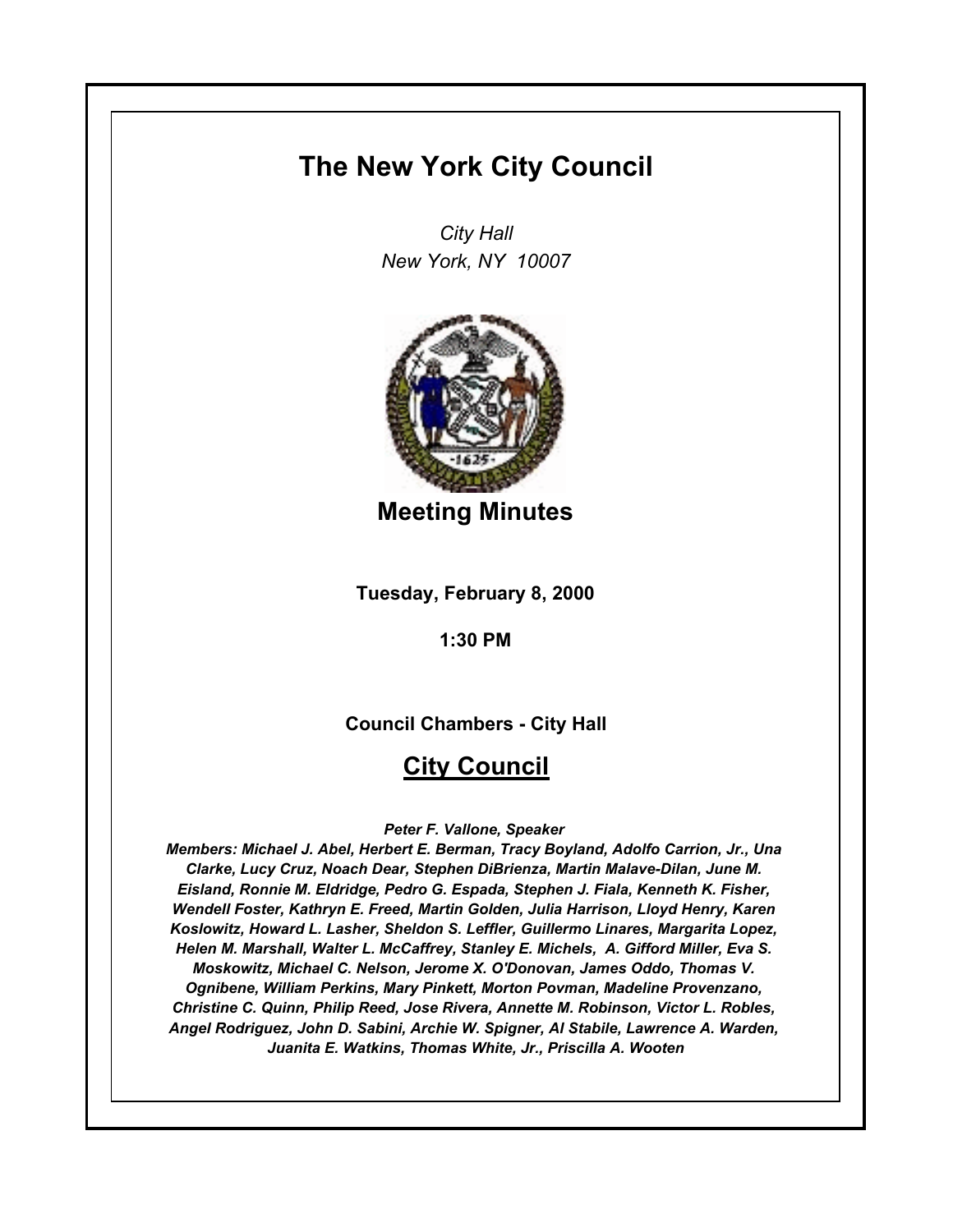# The New York City Council

*City Hall*
*New York, NY 10007*

## Meeting Minutes

**Tuesday, February 8, 2000**

**1:30 PM**

**Council Chambers - City Hall**

## City Council

***Peter F. Vallone, Speaker***

***Members: Michael J. Abel, Herbert E. Berman, Tracy Boyland, Adolfo Carrion, Jr., Una Clarke, Lucy Cruz, Noach Dear, Stephen DiBrienza, Martin Malave-Dilan, June M. Eisland, Ronnie M. Eldridge, Pedro G. Espada, Stephen J. Fiala, Kenneth K. Fisher, Wendell Foster, Kathryn E. Freed, Martin Golden, Julia Harrison, Lloyd Henry, Karen Koslowitz, Howard L. Lasher, Sheldon S. Leffler, Guillermo Linares, Margarita Lopez, Helen M. Marshall, Walter L. McCaffrey, Stanley E. Michels, A. Gifford Miller, Eva S. Moskowitz, Michael C. Nelson, Jerome X. O'Donovan, James Oddo, Thomas V. Ognibene, William Perkins, Mary Pinkett, Morton Povman, Madeline Provenzano, Christine C. Quinn, Philip Reed, Jose Rivera, Annette M. Robinson, Victor L. Robles, Angel Rodriguez, John D. Sabini, Archie W. Spigner, Al Stabile, Lawrence A. Warden, Juanita E. Watkins, Thomas White, Jr., Priscilla A. Wooten***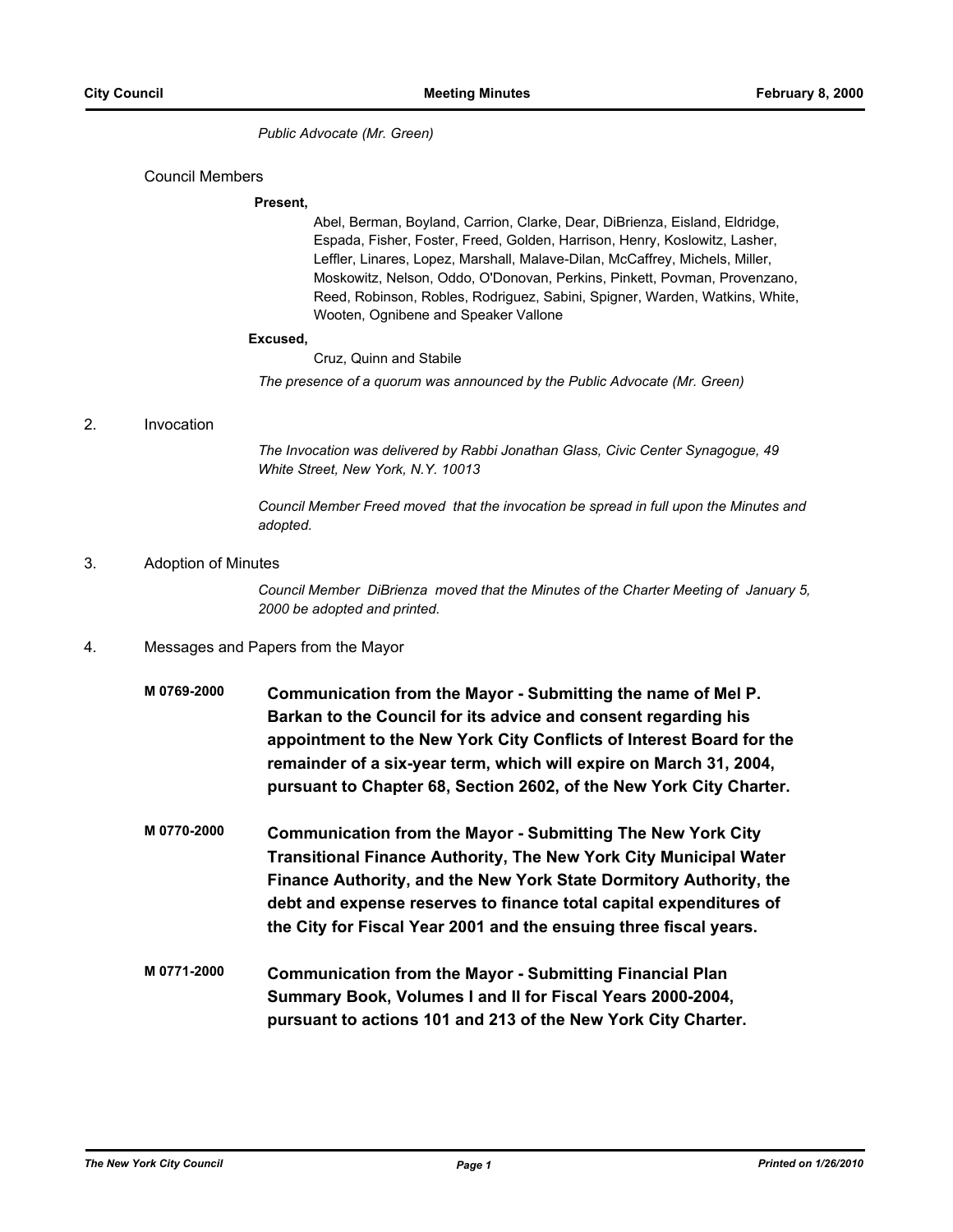*Public Advocate (Mr. Green)*

Council Members

**Present,**

Abel, Berman, Boyland, Carrion, Clarke, Dear, DiBrienza, Eisland, Eldridge, Espada, Fisher, Foster, Freed, Golden, Harrison, Henry, Koslowitz, Lasher, Leffler, Linares, Lopez, Marshall, Malave-Dilan, McCaffrey, Michels, Miller, Moskowitz, Nelson, Oddo, O'Donovan, Perkins, Pinkett, Povman, Provenzano, Reed, Robinson, Robles, Rodriguez, Sabini, Spigner, Warden, Watkins, White, Wooten, Ognibene and Speaker Vallone

**Excused,**

Cruz, Quinn and Stabile

*The presence of a quorum was announced by the Public Advocate (Mr. Green)*

2. Invocation

*The Invocation was delivered by Rabbi Jonathan Glass, Civic Center Synagogue, 49 White Street, New York, N.Y. 10013*

*Council Member Freed moved that the invocation be spread in full upon the Minutes and adopted.*

3. Adoption of Minutes

*Council Member DiBrienza moved that the Minutes of the Charter Meeting of January 5, 2000 be adopted and printed.*

4. Messages and Papers from the Mayor

**M 0769-2000** **Communication from the Mayor - Submitting the name of Mel P. Barkan to the Council for its advice and consent regarding his appointment to the New York City Conflicts of Interest Board for the remainder of a six-year term, which will expire on March 31, 2004, pursuant to Chapter 68, Section 2602, of the New York City Charter.**

**M 0770-2000** **Communication from the Mayor - Submitting The New York City Transitional Finance Authority, The New York City Municipal Water Finance Authority, and the New York State Dormitory Authority, the debt and expense reserves to finance total capital expenditures of the City for Fiscal Year 2001 and the ensuing three fiscal years.**

**M 0771-2000** **Communication from the Mayor - Submitting Financial Plan Summary Book, Volumes I and II for Fiscal Years 2000-2004, pursuant to actions 101 and 213 of the New York City Charter.**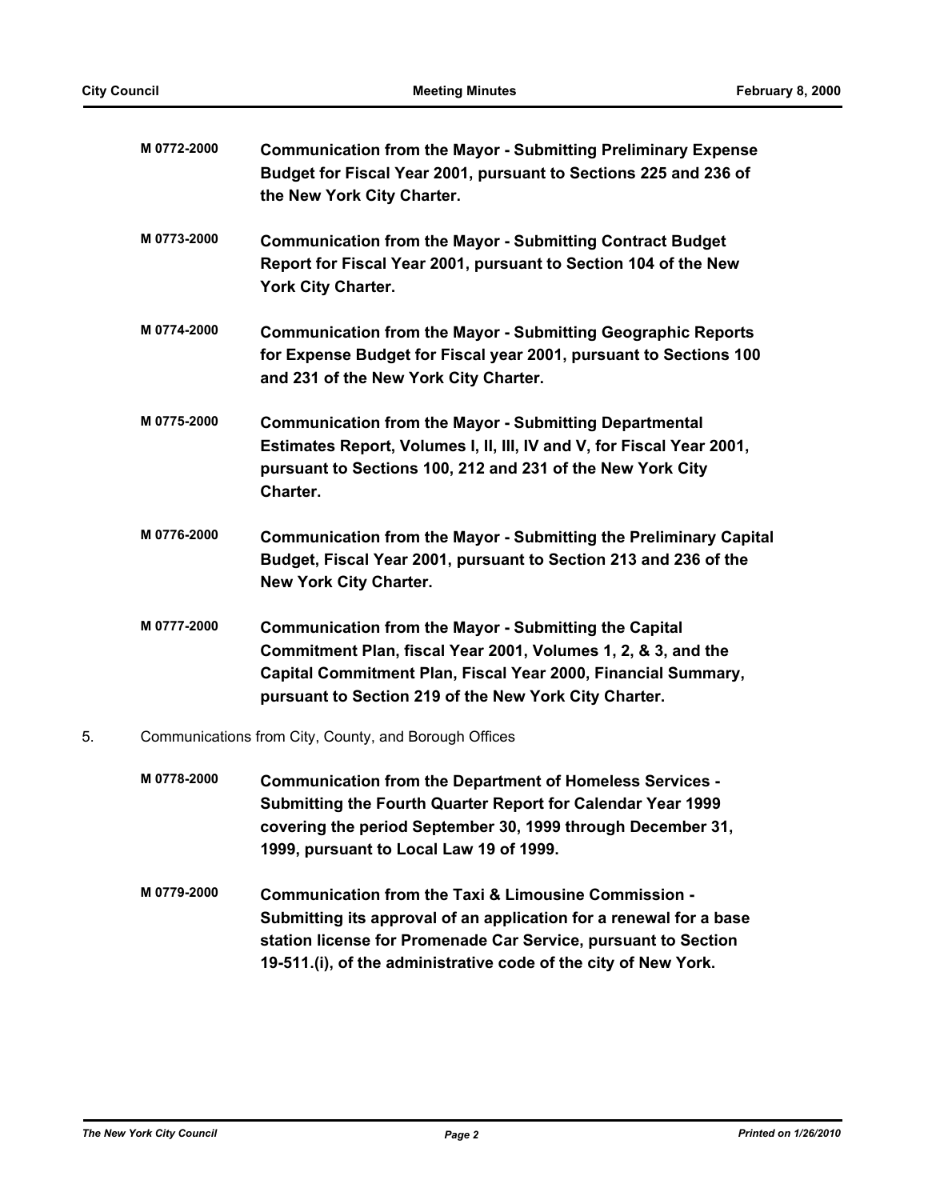**M 0772-2000** **Communication from the Mayor - Submitting Preliminary Expense Budget for Fiscal Year 2001, pursuant to Sections 225 and 236 of the New York City Charter.**

**M 0773-2000** **Communication from the Mayor - Submitting Contract Budget Report for Fiscal Year 2001, pursuant to Section 104 of the New York City Charter.**

**M 0774-2000** **Communication from the Mayor - Submitting Geographic Reports for Expense Budget for Fiscal year 2001, pursuant to Sections 100 and 231 of the New York City Charter.**

**M 0775-2000** **Communication from the Mayor - Submitting Departmental Estimates Report, Volumes I, II, III, IV and V, for Fiscal Year 2001, pursuant to Sections 100, 212 and 231 of the New York City Charter.**

**M 0776-2000** **Communication from the Mayor - Submitting the Preliminary Capital Budget, Fiscal Year 2001, pursuant to Section 213 and 236 of the New York City Charter.**

**M 0777-2000** **Communication from the Mayor - Submitting the Capital Commitment Plan, fiscal Year 2001, Volumes 1, 2, & 3, and the Capital Commitment Plan, Fiscal Year 2000, Financial Summary, pursuant to Section 219 of the New York City Charter.**

5. Communications from City, County, and Borough Offices

**M 0778-2000** **Communication from the Department of Homeless Services - Submitting the Fourth Quarter Report for Calendar Year 1999 covering the period September 30, 1999 through December 31, 1999, pursuant to Local Law 19 of 1999.**

**M 0779-2000** **Communication from the Taxi & Limousine Commission - Submitting its approval of an application for a renewal for a base station license for Promenade Car Service, pursuant to Section 19-511.(i), of the administrative code of the city of New York.**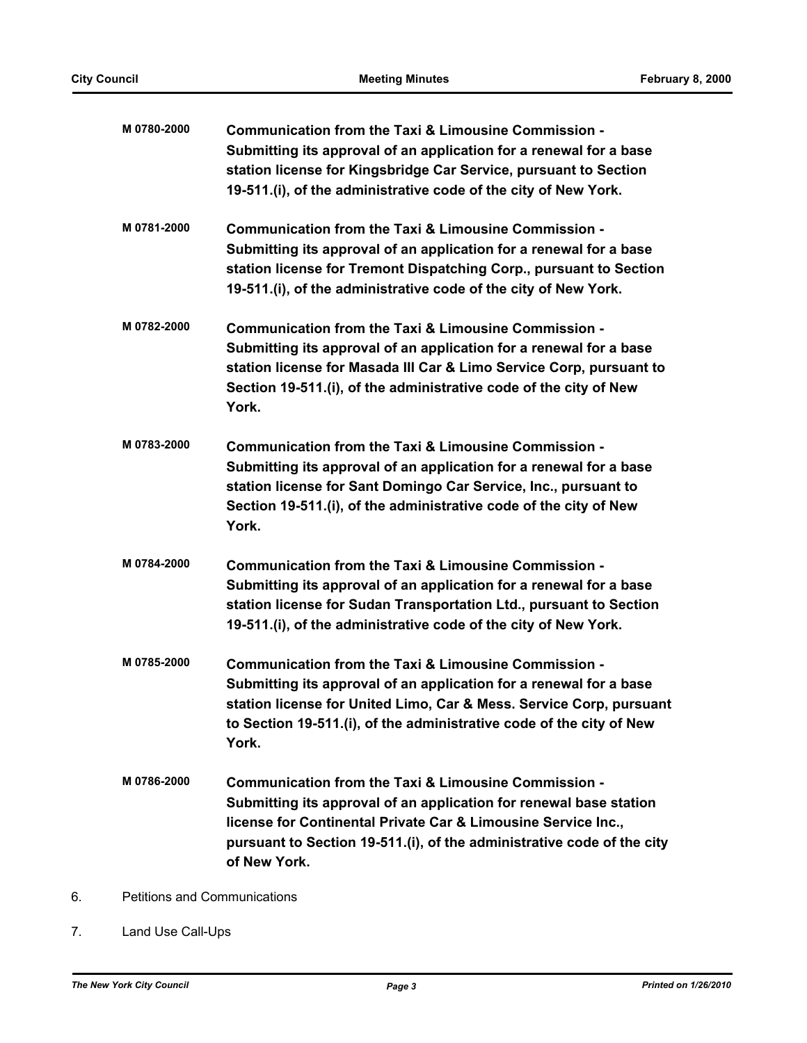**M 0780-2000** **Communication from the Taxi & Limousine Commission - Submitting its approval of an application for a renewal for a base station license for Kingsbridge Car Service, pursuant to Section 19-511.(i), of the administrative code of the city of New York.**

**M 0781-2000** **Communication from the Taxi & Limousine Commission - Submitting its approval of an application for a renewal for a base station license for Tremont Dispatching Corp., pursuant to Section 19-511.(i), of the administrative code of the city of New York.**

**M 0782-2000** **Communication from the Taxi & Limousine Commission - Submitting its approval of an application for a renewal for a base station license for Masada III Car & Limo Service Corp, pursuant to Section 19-511.(i), of the administrative code of the city of New York.**

**M 0783-2000** **Communication from the Taxi & Limousine Commission - Submitting its approval of an application for a renewal for a base station license for Sant Domingo Car Service, Inc., pursuant to Section 19-511.(i), of the administrative code of the city of New York.**

**M 0784-2000** **Communication from the Taxi & Limousine Commission - Submitting its approval of an application for a renewal for a base station license for Sudan Transportation Ltd., pursuant to Section 19-511.(i), of the administrative code of the city of New York.**

**M 0785-2000** **Communication from the Taxi & Limousine Commission - Submitting its approval of an application for a renewal for a base station license for United Limo, Car & Mess. Service Corp, pursuant to Section 19-511.(i), of the administrative code of the city of New York.**

**M 0786-2000** **Communication from the Taxi & Limousine Commission - Submitting its approval of an application for renewal base station license for Continental Private Car & Limousine Service Inc., pursuant to Section 19-511.(i), of the administrative code of the city of New York.**

6. Petitions and Communications

7. Land Use Call-Ups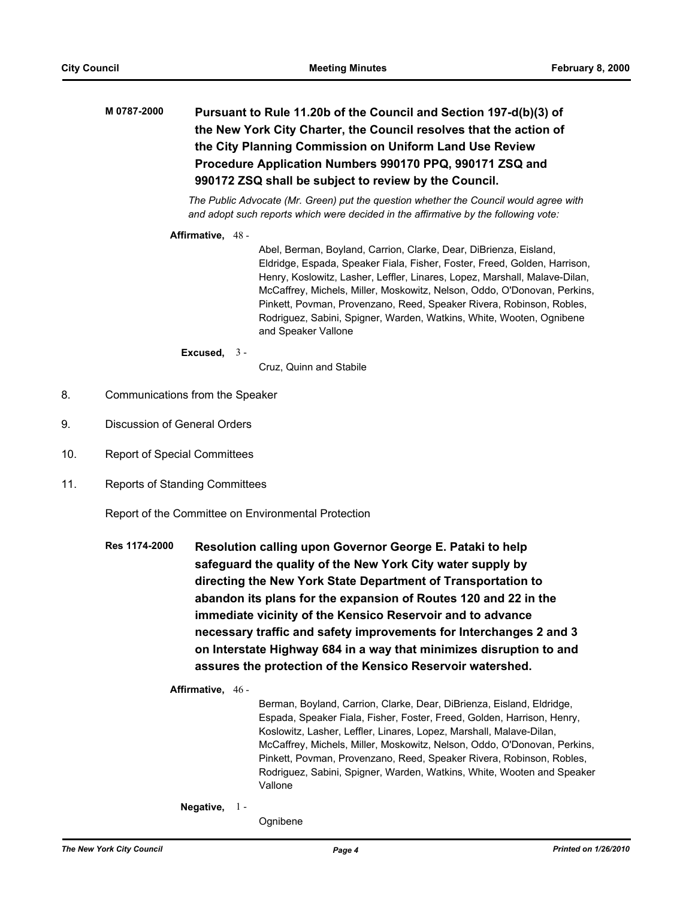**M 0787-2000** **Pursuant to Rule 11.20b of the Council and Section 197-d(b)(3) of the New York City Charter, the Council resolves that the action of the City Planning Commission on Uniform Land Use Review Procedure Application Numbers 990170 PPQ, 990171 ZSQ and 990172 ZSQ shall be subject to review by the Council.**

*The Public Advocate (Mr. Green) put the question whether the Council would agree with and adopt such reports which were decided in the affirmative by the following vote:*

**Affirmative,** 48 -

Abel, Berman, Boyland, Carrion, Clarke, Dear, DiBrienza, Eisland, Eldridge, Espada, Speaker Fiala, Fisher, Foster, Freed, Golden, Harrison, Henry, Koslowitz, Lasher, Leffler, Linares, Lopez, Marshall, Malave-Dilan, McCaffrey, Michels, Miller, Moskowitz, Nelson, Oddo, O'Donovan, Perkins, Pinkett, Povman, Provenzano, Reed, Speaker Rivera, Robinson, Robles, Rodriguez, Sabini, Spigner, Warden, Watkins, White, Wooten, Ognibene and Speaker Vallone

**Excused,** 3 -

Cruz, Quinn and Stabile

8. Communications from the Speaker

9. Discussion of General Orders

10. Report of Special Committees

11. Reports of Standing Committees

Report of the Committee on Environmental Protection

**Res 1174-2000** **Resolution calling upon Governor George E. Pataki to help safeguard the quality of the New York City water supply by directing the New York State Department of Transportation to abandon its plans for the expansion of Routes 120 and 22 in the immediate vicinity of the Kensico Reservoir and to advance necessary traffic and safety improvements for Interchanges 2 and 3 on Interstate Highway 684 in a way that minimizes disruption to and assures the protection of the Kensico Reservoir watershed.**

**Affirmative,** 46 -

Berman, Boyland, Carrion, Clarke, Dear, DiBrienza, Eisland, Eldridge, Espada, Speaker Fiala, Fisher, Foster, Freed, Golden, Harrison, Henry, Koslowitz, Lasher, Leffler, Linares, Lopez, Marshall, Malave-Dilan, McCaffrey, Michels, Miller, Moskowitz, Nelson, Oddo, O'Donovan, Perkins, Pinkett, Povman, Provenzano, Reed, Speaker Rivera, Robinson, Robles, Rodriguez, Sabini, Spigner, Warden, Watkins, White, Wooten and Speaker Vallone

**Negative,** 1 -

Ognibene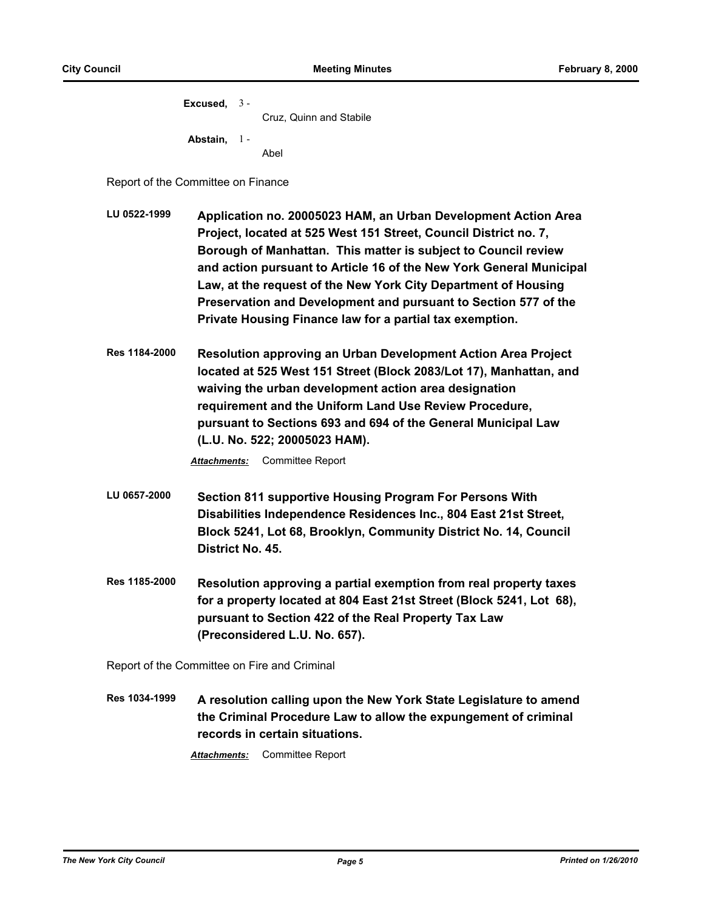**Excused,** 3 - Cruz, Quinn and Stabile

**Abstain,** 1 - Abel

Report of the Committee on Finance

**LU 0522-1999** **Application no. 20005023 HAM, an Urban Development Action Area Project, located at 525 West 151 Street, Council District no. 7, Borough of Manhattan. This matter is subject to Council review and action pursuant to Article 16 of the New York General Municipal Law, at the request of the New York City Department of Housing Preservation and Development and pursuant to Section 577 of the Private Housing Finance law for a partial tax exemption.**

**Res 1184-2000** **Resolution approving an Urban Development Action Area Project located at 525 West 151 Street (Block 2083/Lot 17), Manhattan, and waiving the urban development action area designation requirement and the Uniform Land Use Review Procedure, pursuant to Sections 693 and 694 of the General Municipal Law (L.U. No. 522; 20005023 HAM).**

***Attachments:*** Committee Report

**LU 0657-2000** **Section 811 supportive Housing Program For Persons With Disabilities Independence Residences Inc., 804 East 21st Street, Block 5241, Lot 68, Brooklyn, Community District No. 14, Council District No. 45.**

**Res 1185-2000** **Resolution approving a partial exemption from real property taxes for a property located at 804 East 21st Street (Block 5241, Lot 68), pursuant to Section 422 of the Real Property Tax Law (Preconsidered L.U. No. 657).**

Report of the Committee on Fire and Criminal

**Res 1034-1999** **A resolution calling upon the New York State Legislature to amend the Criminal Procedure Law to allow the expungement of criminal records in certain situations.**

***Attachments:*** Committee Report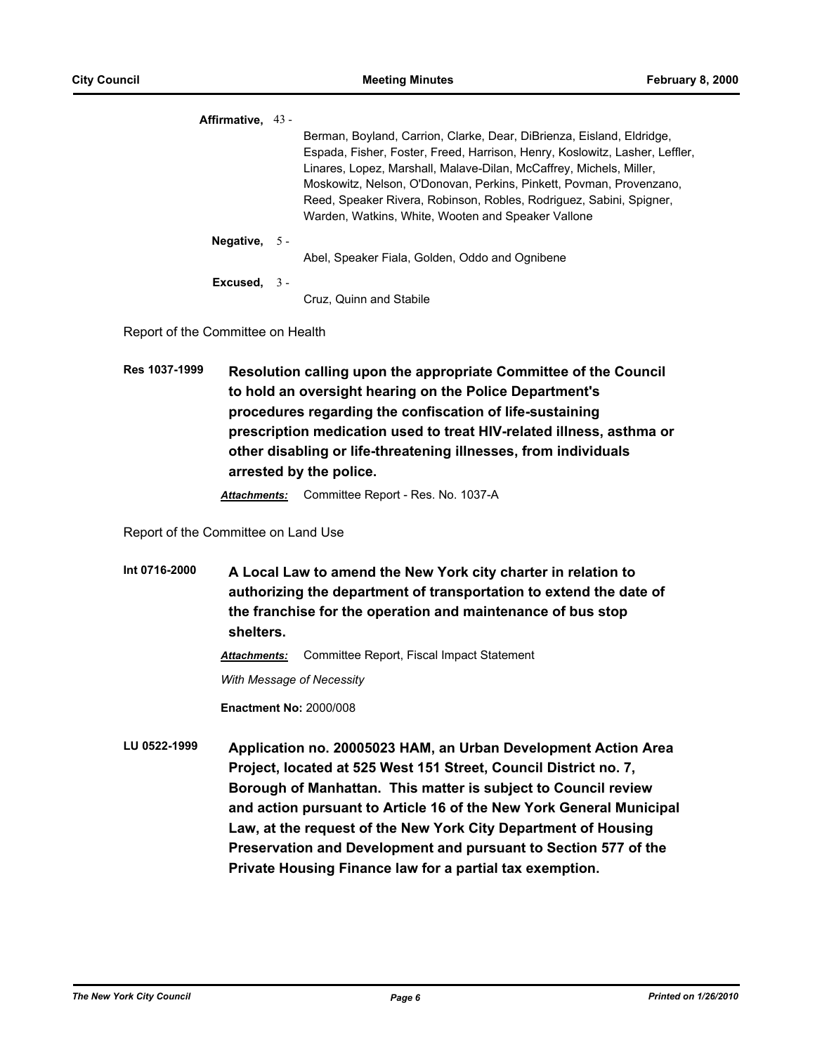**Affirmative,** 43 -

Berman, Boyland, Carrion, Clarke, Dear, DiBrienza, Eisland, Eldridge, Espada, Fisher, Foster, Freed, Harrison, Henry, Koslowitz, Lasher, Leffler, Linares, Lopez, Marshall, Malave-Dilan, McCaffrey, Michels, Miller, Moskowitz, Nelson, O'Donovan, Perkins, Pinkett, Povman, Provenzano, Reed, Speaker Rivera, Robinson, Robles, Rodriguez, Sabini, Spigner, Warden, Watkins, White, Wooten and Speaker Vallone

**Negative,** 5 -

Abel, Speaker Fiala, Golden, Oddo and Ognibene

**Excused,** 3 -

Cruz, Quinn and Stabile

Report of the Committee on Health

**Res 1037-1999** **Resolution calling upon the appropriate Committee of the Council to hold an oversight hearing on the Police Department's procedures regarding the confiscation of life-sustaining prescription medication used to treat HIV-related illness, asthma or other disabling or life-threatening illnesses, from individuals arrested by the police.**

***Attachments:*** Committee Report - Res. No. 1037-A

Report of the Committee on Land Use

**Int 0716-2000** **A Local Law to amend the New York city charter in relation to authorizing the department of transportation to extend the date of the franchise for the operation and maintenance of bus stop shelters.**

***Attachments:*** Committee Report, Fiscal Impact Statement

*With Message of Necessity*

**Enactment No:** 2000/008

**LU 0522-1999** **Application no. 20005023 HAM, an Urban Development Action Area Project, located at 525 West 151 Street, Council District no. 7, Borough of Manhattan. This matter is subject to Council review and action pursuant to Article 16 of the New York General Municipal Law, at the request of the New York City Department of Housing Preservation and Development and pursuant to Section 577 of the Private Housing Finance law for a partial tax exemption.**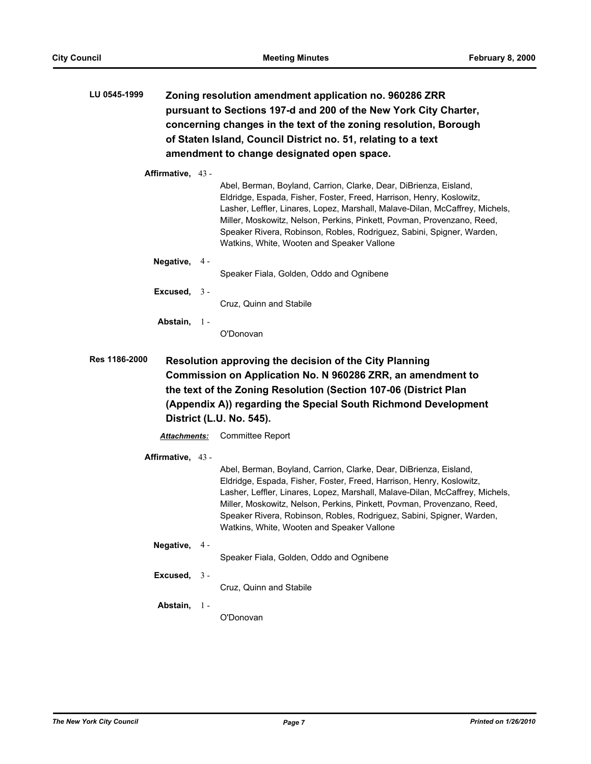**LU 0545-1999** **Zoning resolution amendment application no. 960286 ZRR pursuant to Sections 197-d and 200 of the New York City Charter, concerning changes in the text of the zoning resolution, Borough of Staten Island, Council District no. 51, relating to a text amendment to change designated open space.**

**Affirmative,** 43 - Abel, Berman, Boyland, Carrion, Clarke, Dear, DiBrienza, Eisland, Eldridge, Espada, Fisher, Foster, Freed, Harrison, Henry, Koslowitz, Lasher, Leffler, Linares, Lopez, Marshall, Malave-Dilan, McCaffrey, Michels, Miller, Moskowitz, Nelson, Perkins, Pinkett, Povman, Provenzano, Reed, Speaker Rivera, Robinson, Robles, Rodriguez, Sabini, Spigner, Warden, Watkins, White, Wooten and Speaker Vallone

**Negative,** 4 - Speaker Fiala, Golden, Oddo and Ognibene

**Excused,** 3 - Cruz, Quinn and Stabile

**Abstain,** 1 - O'Donovan

**Res 1186-2000** **Resolution approving the decision of the City Planning Commission on Application No. N 960286 ZRR, an amendment to the text of the Zoning Resolution (Section 107-06 (District Plan (Appendix A)) regarding the Special South Richmond Development District (L.U. No. 545).**

***Attachments:*** Committee Report

**Affirmative,** 43 - Abel, Berman, Boyland, Carrion, Clarke, Dear, DiBrienza, Eisland, Eldridge, Espada, Fisher, Foster, Freed, Harrison, Henry, Koslowitz, Lasher, Leffler, Linares, Lopez, Marshall, Malave-Dilan, McCaffrey, Michels, Miller, Moskowitz, Nelson, Perkins, Pinkett, Povman, Provenzano, Reed, Speaker Rivera, Robinson, Robles, Rodriguez, Sabini, Spigner, Warden, Watkins, White, Wooten and Speaker Vallone

**Negative,** 4 - Speaker Fiala, Golden, Oddo and Ognibene

**Excused,** 3 - Cruz, Quinn and Stabile

**Abstain,** 1 - O'Donovan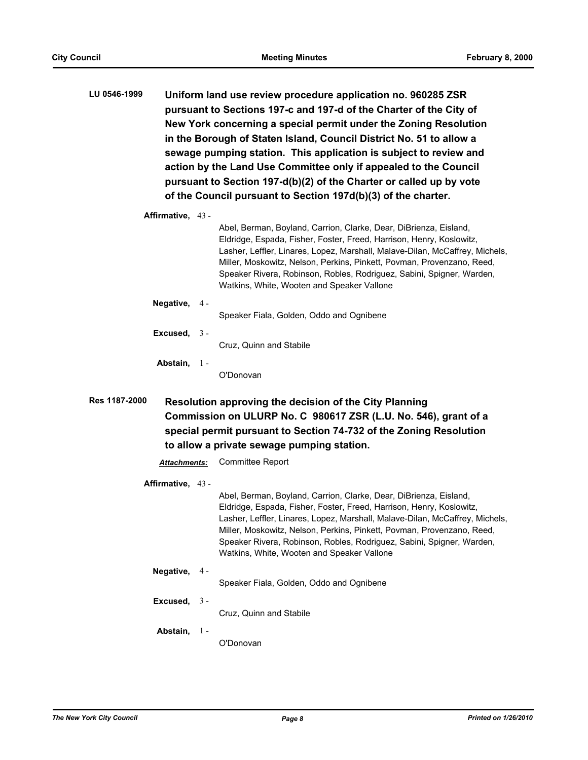**LU 0546-1999** **Uniform land use review procedure application no. 960285 ZSR pursuant to Sections 197-c and 197-d of the Charter of the City of New York concerning a special permit under the Zoning Resolution in the Borough of Staten Island, Council District No. 51 to allow a sewage pumping station. This application is subject to review and action by the Land Use Committee only if appealed to the Council pursuant to Section 197-d(b)(2) of the Charter or called up by vote of the Council pursuant to Section 197d(b)(3) of the charter.**

**Affirmative,** 43 -
Abel, Berman, Boyland, Carrion, Clarke, Dear, DiBrienza, Eisland, Eldridge, Espada, Fisher, Foster, Freed, Harrison, Henry, Koslowitz, Lasher, Leffler, Linares, Lopez, Marshall, Malave-Dilan, McCaffrey, Michels, Miller, Moskowitz, Nelson, Perkins, Pinkett, Povman, Provenzano, Reed, Speaker Rivera, Robinson, Robles, Rodriguez, Sabini, Spigner, Warden, Watkins, White, Wooten and Speaker Vallone

**Negative,** 4 -
Speaker Fiala, Golden, Oddo and Ognibene

**Excused,** 3 -
Cruz, Quinn and Stabile

**Abstain,** 1 -
O'Donovan

**Res 1187-2000** **Resolution approving the decision of the City Planning Commission on ULURP No. C 980617 ZSR (L.U. No. 546), grant of a special permit pursuant to Section 74-732 of the Zoning Resolution to allow a private sewage pumping station.**

***Attachments:*** Committee Report

**Affirmative,** 43 -
Abel, Berman, Boyland, Carrion, Clarke, Dear, DiBrienza, Eisland, Eldridge, Espada, Fisher, Foster, Freed, Harrison, Henry, Koslowitz, Lasher, Leffler, Linares, Lopez, Marshall, Malave-Dilan, McCaffrey, Michels, Miller, Moskowitz, Nelson, Perkins, Pinkett, Povman, Provenzano, Reed, Speaker Rivera, Robinson, Robles, Rodriguez, Sabini, Spigner, Warden, Watkins, White, Wooten and Speaker Vallone

**Negative,** 4 -
Speaker Fiala, Golden, Oddo and Ognibene

**Excused,** 3 -
Cruz, Quinn and Stabile

**Abstain,** 1 -
O'Donovan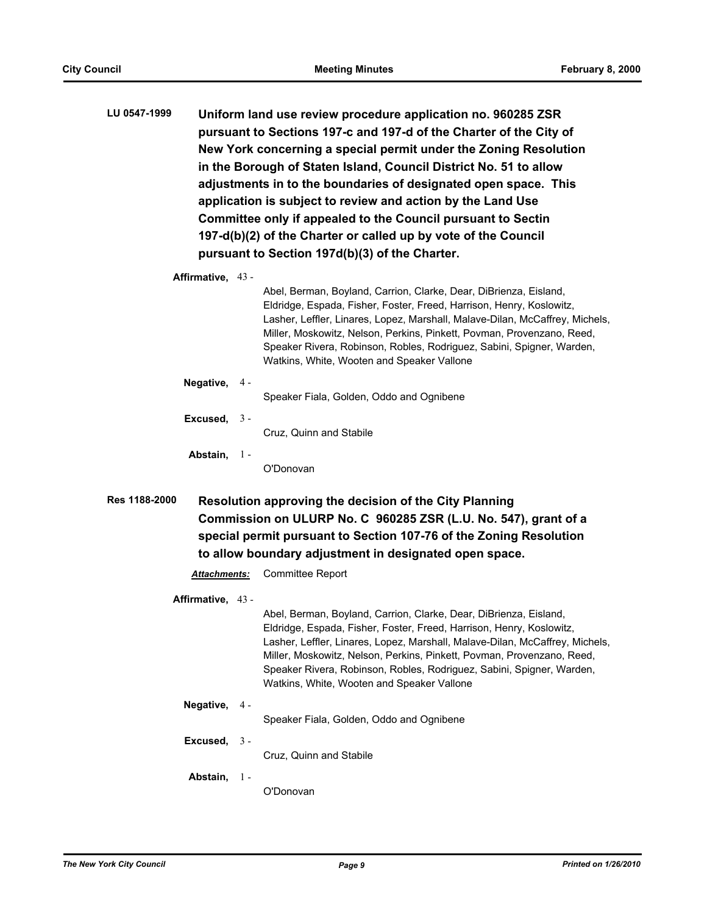**LU 0547-1999** **Uniform land use review procedure application no. 960285 ZSR pursuant to Sections 197-c and 197-d of the Charter of the City of New York concerning a special permit under the Zoning Resolution in the Borough of Staten Island, Council District No. 51 to allow adjustments in to the boundaries of designated open space. This application is subject to review and action by the Land Use Committee only if appealed to the Council pursuant to Sectin 197-d(b)(2) of the Charter or called up by vote of the Council pursuant to Section 197d(b)(3) of the Charter.**

**Affirmative,** 43 - Abel, Berman, Boyland, Carrion, Clarke, Dear, DiBrienza, Eisland, Eldridge, Espada, Fisher, Foster, Freed, Harrison, Henry, Koslowitz, Lasher, Leffler, Linares, Lopez, Marshall, Malave-Dilan, McCaffrey, Michels, Miller, Moskowitz, Nelson, Perkins, Pinkett, Povman, Provenzano, Reed, Speaker Rivera, Robinson, Robles, Rodriguez, Sabini, Spigner, Warden, Watkins, White, Wooten and Speaker Vallone

**Negative,** 4 - Speaker Fiala, Golden, Oddo and Ognibene

**Excused,** 3 - Cruz, Quinn and Stabile

**Abstain,** 1 - O'Donovan

**Res 1188-2000** **Resolution approving the decision of the City Planning Commission on ULURP No. C 960285 ZSR (L.U. No. 547), grant of a special permit pursuant to Section 107-76 of the Zoning Resolution to allow boundary adjustment in designated open space.**

***Attachments:*** Committee Report

**Affirmative,** 43 - Abel, Berman, Boyland, Carrion, Clarke, Dear, DiBrienza, Eisland, Eldridge, Espada, Fisher, Foster, Freed, Harrison, Henry, Koslowitz, Lasher, Leffler, Linares, Lopez, Marshall, Malave-Dilan, McCaffrey, Michels, Miller, Moskowitz, Nelson, Perkins, Pinkett, Povman, Provenzano, Reed, Speaker Rivera, Robinson, Robles, Rodriguez, Sabini, Spigner, Warden, Watkins, White, Wooten and Speaker Vallone

**Negative,** 4 - Speaker Fiala, Golden, Oddo and Ognibene

**Excused,** 3 - Cruz, Quinn and Stabile

**Abstain,** 1 - O'Donovan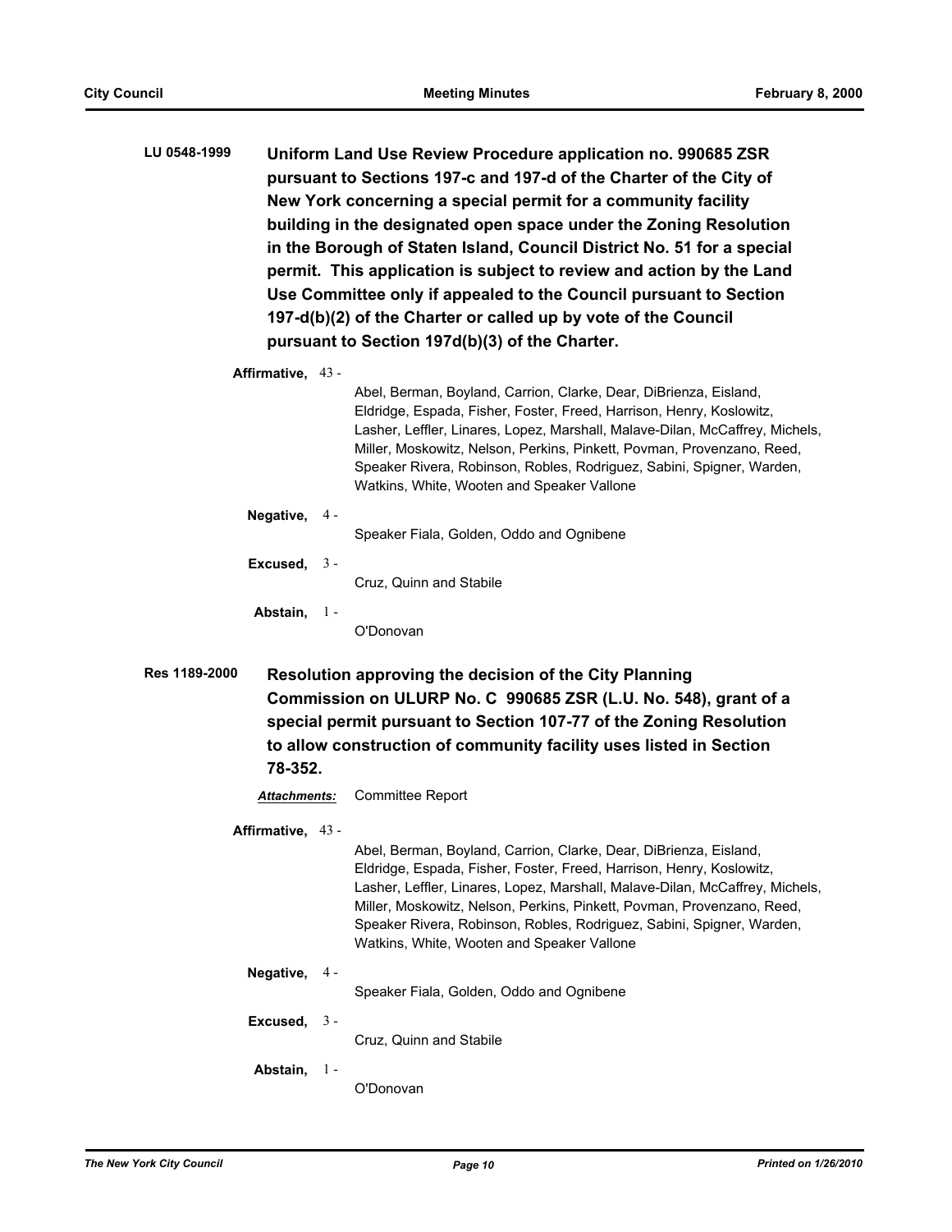**LU 0548-1999** **Uniform Land Use Review Procedure application no. 990685 ZSR pursuant to Sections 197-c and 197-d of the Charter of the City of New York concerning a special permit for a community facility building in the designated open space under the Zoning Resolution in the Borough of Staten Island, Council District No. 51 for a special permit. This application is subject to review and action by the Land Use Committee only if appealed to the Council pursuant to Section 197-d(b)(2) of the Charter or called up by vote of the Council pursuant to Section 197d(b)(3) of the Charter.**

**Affirmative,** 43 - Abel, Berman, Boyland, Carrion, Clarke, Dear, DiBrienza, Eisland, Eldridge, Espada, Fisher, Foster, Freed, Harrison, Henry, Koslowitz, Lasher, Leffler, Linares, Lopez, Marshall, Malave-Dilan, McCaffrey, Michels, Miller, Moskowitz, Nelson, Perkins, Pinkett, Povman, Provenzano, Reed, Speaker Rivera, Robinson, Robles, Rodriguez, Sabini, Spigner, Warden, Watkins, White, Wooten and Speaker Vallone

**Negative,** 4 - Speaker Fiala, Golden, Oddo and Ognibene

**Excused,** 3 - Cruz, Quinn and Stabile

**Abstain,** 1 - O'Donovan

**Res 1189-2000** **Resolution approving the decision of the City Planning Commission on ULURP No. C 990685 ZSR (L.U. No. 548), grant of a special permit pursuant to Section 107-77 of the Zoning Resolution to allow construction of community facility uses listed in Section 78-352.**

***Attachments:*** Committee Report

**Affirmative,** 43 - Abel, Berman, Boyland, Carrion, Clarke, Dear, DiBrienza, Eisland, Eldridge, Espada, Fisher, Foster, Freed, Harrison, Henry, Koslowitz, Lasher, Leffler, Linares, Lopez, Marshall, Malave-Dilan, McCaffrey, Michels, Miller, Moskowitz, Nelson, Perkins, Pinkett, Povman, Provenzano, Reed, Speaker Rivera, Robinson, Robles, Rodriguez, Sabini, Spigner, Warden, Watkins, White, Wooten and Speaker Vallone

**Negative,** 4 - Speaker Fiala, Golden, Oddo and Ognibene

**Excused,** 3 - Cruz, Quinn and Stabile

**Abstain,** 1 - O'Donovan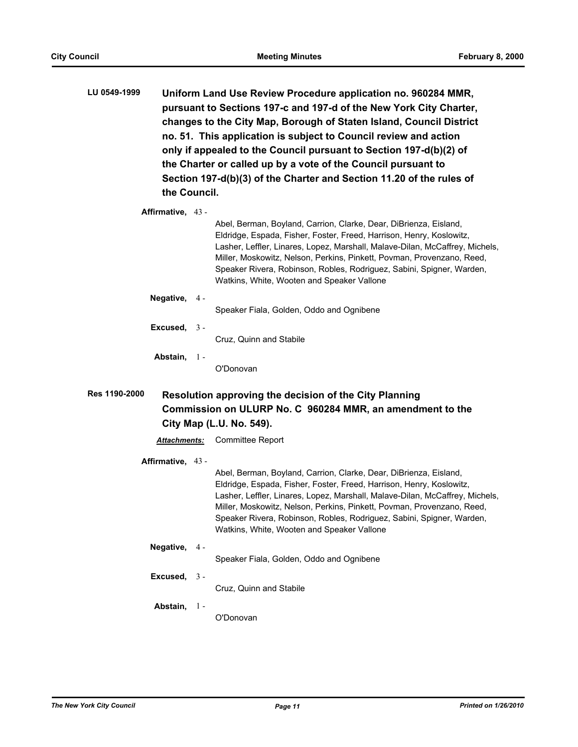**LU 0549-1999** **Uniform Land Use Review Procedure application no. 960284 MMR, pursuant to Sections 197-c and 197-d of the New York City Charter, changes to the City Map, Borough of Staten Island, Council District no. 51. This application is subject to Council review and action only if appealed to the Council pursuant to Section 197-d(b)(2) of the Charter or called up by a vote of the Council pursuant to Section 197-d(b)(3) of the Charter and Section 11.20 of the rules of the Council.**

**Affirmative,** 43 -
Abel, Berman, Boyland, Carrion, Clarke, Dear, DiBrienza, Eisland, Eldridge, Espada, Fisher, Foster, Freed, Harrison, Henry, Koslowitz, Lasher, Leffler, Linares, Lopez, Marshall, Malave-Dilan, McCaffrey, Michels, Miller, Moskowitz, Nelson, Perkins, Pinkett, Povman, Provenzano, Reed, Speaker Rivera, Robinson, Robles, Rodriguez, Sabini, Spigner, Warden, Watkins, White, Wooten and Speaker Vallone

**Negative,** 4 -
Speaker Fiala, Golden, Oddo and Ognibene

**Excused,** 3 -
Cruz, Quinn and Stabile

**Abstain,** 1 -
O'Donovan

**Res 1190-2000** **Resolution approving the decision of the City Planning Commission on ULURP No. C 960284 MMR, an amendment to the City Map (L.U. No. 549).**

***Attachments:*** Committee Report

**Affirmative,** 43 -
Abel, Berman, Boyland, Carrion, Clarke, Dear, DiBrienza, Eisland, Eldridge, Espada, Fisher, Foster, Freed, Harrison, Henry, Koslowitz, Lasher, Leffler, Linares, Lopez, Marshall, Malave-Dilan, McCaffrey, Michels, Miller, Moskowitz, Nelson, Perkins, Pinkett, Povman, Provenzano, Reed, Speaker Rivera, Robinson, Robles, Rodriguez, Sabini, Spigner, Warden, Watkins, White, Wooten and Speaker Vallone

**Negative,** 4 -
Speaker Fiala, Golden, Oddo and Ognibene

**Excused,** 3 -
Cruz, Quinn and Stabile

**Abstain,** 1 -
O'Donovan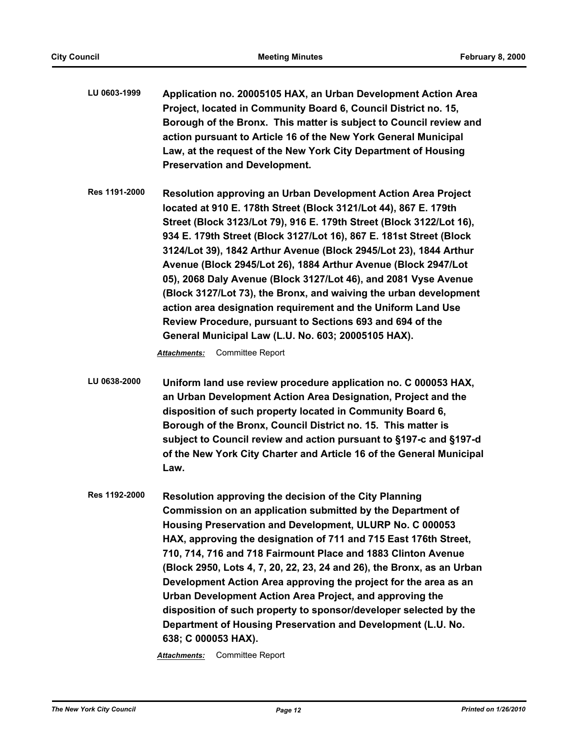**LU 0603-1999** **Application no. 20005105 HAX, an Urban Development Action Area Project, located in Community Board 6, Council District no. 15, Borough of the Bronx. This matter is subject to Council review and action pursuant to Article 16 of the New York General Municipal Law, at the request of the New York City Department of Housing Preservation and Development.**

**Res 1191-2000** **Resolution approving an Urban Development Action Area Project located at 910 E. 178th Street (Block 3121/Lot 44), 867 E. 179th Street (Block 3123/Lot 79), 916 E. 179th Street (Block 3122/Lot 16), 934 E. 179th Street (Block 3127/Lot 16), 867 E. 181st Street (Block 3124/Lot 39), 1842 Arthur Avenue (Block 2945/Lot 23), 1844 Arthur Avenue (Block 2945/Lot 26), 1884 Arthur Avenue (Block 2947/Lot 05), 2068 Daly Avenue (Block 3127/Lot 46), and 2081 Vyse Avenue (Block 3127/Lot 73), the Bronx, and waiving the urban development action area designation requirement and the Uniform Land Use Review Procedure, pursuant to Sections 693 and 694 of the General Municipal Law (L.U. No. 603; 20005105 HAX).**

***Attachments:*** Committee Report

**LU 0638-2000** **Uniform land use review procedure application no. C 000053 HAX, an Urban Development Action Area Designation, Project and the disposition of such property located in Community Board 6, Borough of the Bronx, Council District no. 15. This matter is subject to Council review and action pursuant to §197-c and §197-d of the New York City Charter and Article 16 of the General Municipal Law.**

**Res 1192-2000** **Resolution approving the decision of the City Planning Commission on an application submitted by the Department of Housing Preservation and Development, ULURP No. C 000053 HAX, approving the designation of 711 and 715 East 176th Street, 710, 714, 716 and 718 Fairmount Place and 1883 Clinton Avenue (Block 2950, Lots 4, 7, 20, 22, 23, 24 and 26), the Bronx, as an Urban Development Action Area approving the project for the area as an Urban Development Action Area Project, and approving the disposition of such property to sponsor/developer selected by the Department of Housing Preservation and Development (L.U. No. 638; C 000053 HAX).**

***Attachments:*** Committee Report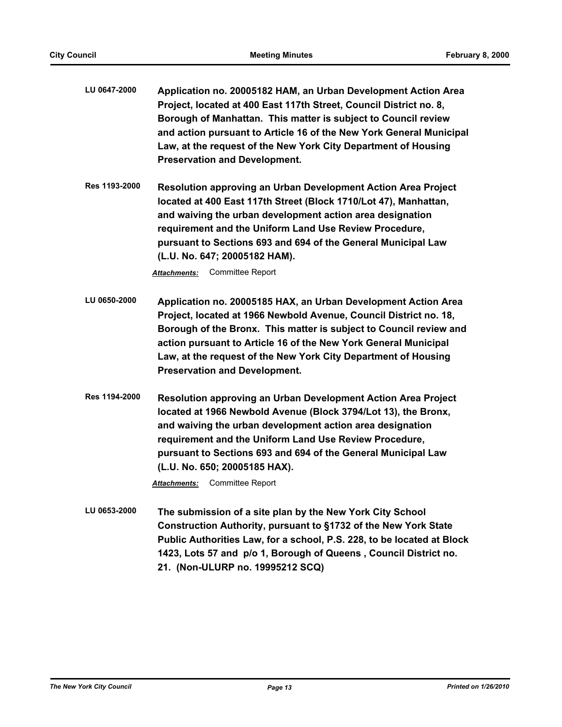**LU 0647-2000** **Application no. 20005182 HAM, an Urban Development Action Area Project, located at 400 East 117th Street, Council District no. 8, Borough of Manhattan. This matter is subject to Council review and action pursuant to Article 16 of the New York General Municipal Law, at the request of the New York City Department of Housing Preservation and Development.**

**Res 1193-2000** **Resolution approving an Urban Development Action Area Project located at 400 East 117th Street (Block 1710/Lot 47), Manhattan, and waiving the urban development action area designation requirement and the Uniform Land Use Review Procedure, pursuant to Sections 693 and 694 of the General Municipal Law (L.U. No. 647; 20005182 HAM).**

***Attachments:*** Committee Report

**LU 0650-2000** **Application no. 20005185 HAX, an Urban Development Action Area Project, located at 1966 Newbold Avenue, Council District no. 18, Borough of the Bronx. This matter is subject to Council review and action pursuant to Article 16 of the New York General Municipal Law, at the request of the New York City Department of Housing Preservation and Development.**

**Res 1194-2000** **Resolution approving an Urban Development Action Area Project located at 1966 Newbold Avenue (Block 3794/Lot 13), the Bronx, and waiving the urban development action area designation requirement and the Uniform Land Use Review Procedure, pursuant to Sections 693 and 694 of the General Municipal Law (L.U. No. 650; 20005185 HAX).**

***Attachments:*** Committee Report

**LU 0653-2000** **The submission of a site plan by the New York City School Construction Authority, pursuant to §1732 of the New York State Public Authorities Law, for a school, P.S. 228, to be located at Block 1423, Lots 57 and p/o 1, Borough of Queens , Council District no. 21. (Non-ULURP no. 19995212 SCQ)**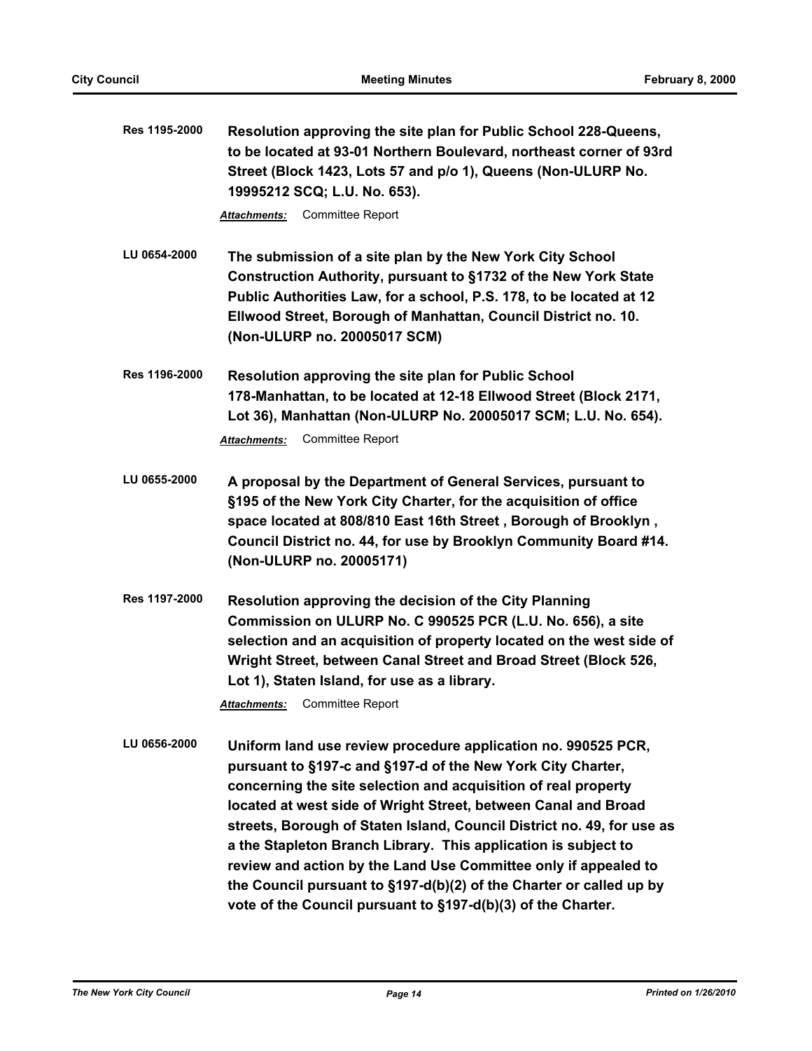**Res 1195-2000** **Resolution approving the site plan for Public School 228-Queens, to be located at 93-01 Northern Boulevard, northeast corner of 93rd Street (Block 1423, Lots 57 and p/o 1), Queens (Non-ULURP No. 19995212 SCQ; L.U. No. 653).**

***Attachments:*** Committee Report

**LU 0654-2000** **The submission of a site plan by the New York City School Construction Authority, pursuant to §1732 of the New York State Public Authorities Law, for a school, P.S. 178, to be located at 12 Ellwood Street, Borough of Manhattan, Council District no. 10. (Non-ULURP no. 20005017 SCM)**

**Res 1196-2000** **Resolution approving the site plan for Public School 178-Manhattan, to be located at 12-18 Ellwood Street (Block 2171, Lot 36), Manhattan (Non-ULURP No. 20005017 SCM; L.U. No. 654).**

***Attachments:*** Committee Report

**LU 0655-2000** **A proposal by the Department of General Services, pursuant to §195 of the New York City Charter, for the acquisition of office space located at 808/810 East 16th Street , Borough of Brooklyn , Council District no. 44, for use by Brooklyn Community Board #14. (Non-ULURP no. 20005171)**

**Res 1197-2000** **Resolution approving the decision of the City Planning Commission on ULURP No. C 990525 PCR (L.U. No. 656), a site selection and an acquisition of property located on the west side of Wright Street, between Canal Street and Broad Street (Block 526, Lot 1), Staten Island, for use as a library.**

***Attachments:*** Committee Report

**LU 0656-2000** **Uniform land use review procedure application no. 990525 PCR, pursuant to §197-c and §197-d of the New York City Charter, concerning the site selection and acquisition of real property located at west side of Wright Street, between Canal and Broad streets, Borough of Staten Island, Council District no. 49, for use as a the Stapleton Branch Library. This application is subject to review and action by the Land Use Committee only if appealed to the Council pursuant to §197-d(b)(2) of the Charter or called up by vote of the Council pursuant to §197-d(b)(3) of the Charter.**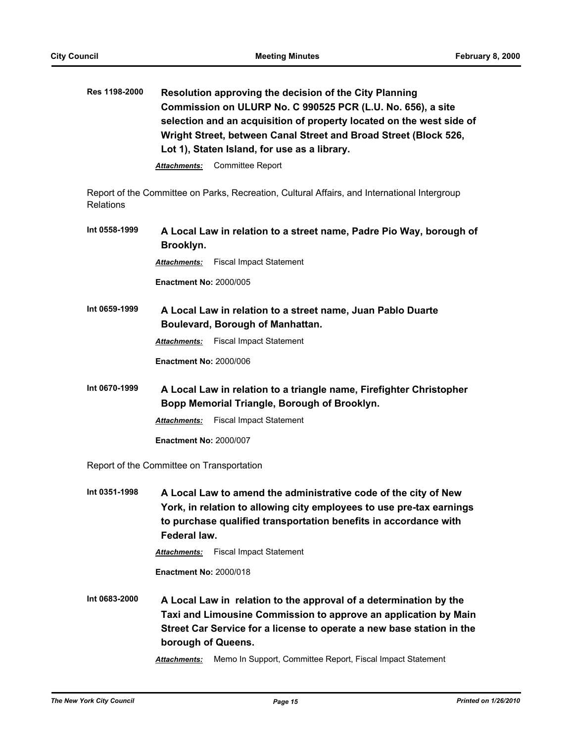**Res 1198-2000** **Resolution approving the decision of the City Planning Commission on ULURP No. C 990525 PCR (L.U. No. 656), a site selection and an acquisition of property located on the west side of Wright Street, between Canal Street and Broad Street (Block 526, Lot 1), Staten Island, for use as a library.**

***Attachments:*** Committee Report

Report of the Committee on Parks, Recreation, Cultural Affairs, and International Intergroup Relations

**Int 0558-1999** **A Local Law in relation to a street name, Padre Pio Way, borough of Brooklyn.**

***Attachments:*** Fiscal Impact Statement

**Enactment No:** 2000/005

**Int 0659-1999** **A Local Law in relation to a street name, Juan Pablo Duarte Boulevard, Borough of Manhattan.**

***Attachments:*** Fiscal Impact Statement

**Enactment No:** 2000/006

**Int 0670-1999** **A Local Law in relation to a triangle name, Firefighter Christopher Bopp Memorial Triangle, Borough of Brooklyn.**

***Attachments:*** Fiscal Impact Statement

**Enactment No:** 2000/007

Report of the Committee on Transportation

**Int 0351-1998** **A Local Law to amend the administrative code of the city of New York, in relation to allowing city employees to use pre-tax earnings to purchase qualified transportation benefits in accordance with Federal law.**

***Attachments:*** Fiscal Impact Statement

**Enactment No:** 2000/018

**Int 0683-2000** **A Local Law in relation to the approval of a determination by the Taxi and Limousine Commission to approve an application by Main Street Car Service for a license to operate a new base station in the borough of Queens.**

***Attachments:*** Memo In Support, Committee Report, Fiscal Impact Statement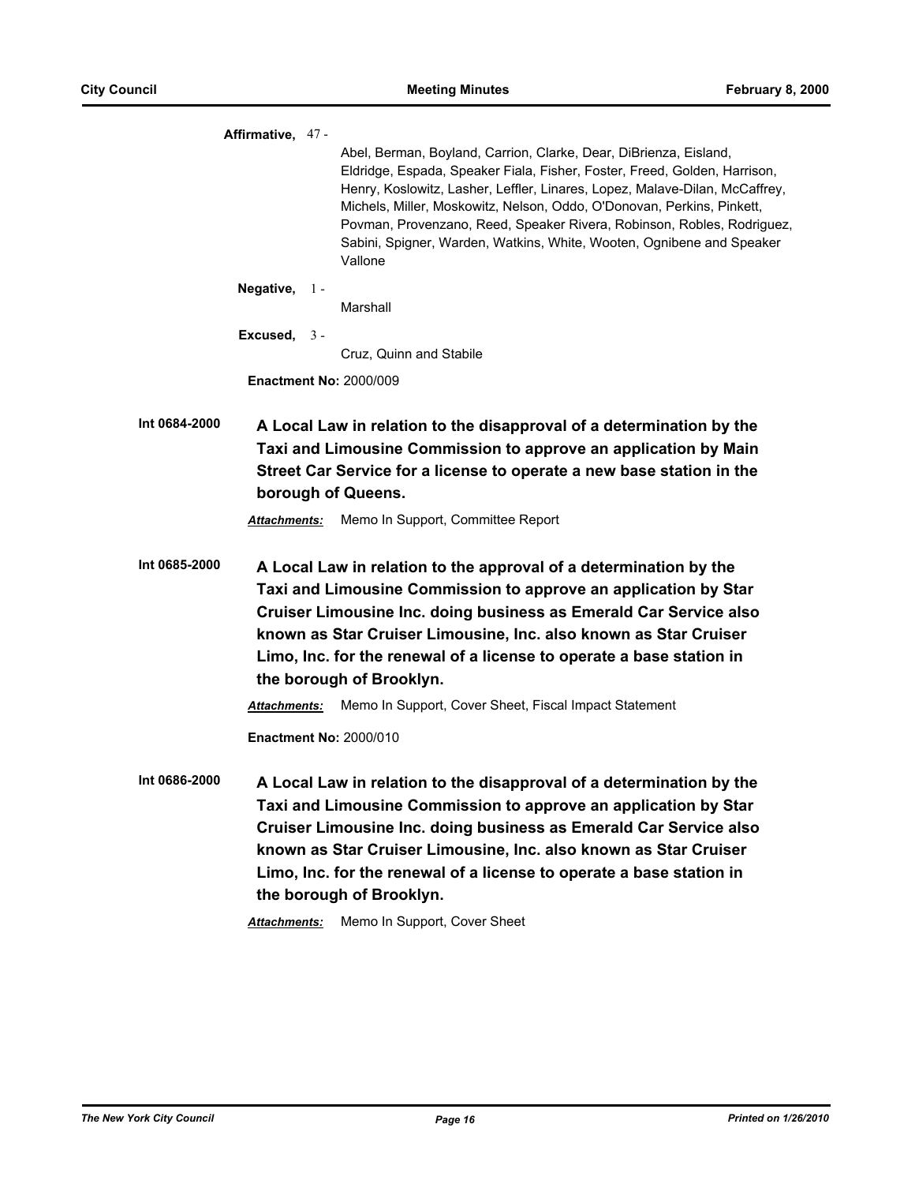**Affirmative,** 47 -

Abel, Berman, Boyland, Carrion, Clarke, Dear, DiBrienza, Eisland, Eldridge, Espada, Speaker Fiala, Fisher, Foster, Freed, Golden, Harrison, Henry, Koslowitz, Lasher, Leffler, Linares, Lopez, Malave-Dilan, McCaffrey, Michels, Miller, Moskowitz, Nelson, Oddo, O'Donovan, Perkins, Pinkett, Povman, Provenzano, Reed, Speaker Rivera, Robinson, Robles, Rodriguez, Sabini, Spigner, Warden, Watkins, White, Wooten, Ognibene and Speaker Vallone

**Negative,** 1 -

Marshall

**Excused,** 3 -

Cruz, Quinn and Stabile

**Enactment No:** 2000/009

**Int 0684-2000** **A Local Law in relation to the disapproval of a determination by the Taxi and Limousine Commission to approve an application by Main Street Car Service for a license to operate a new base station in the borough of Queens.**

***Attachments:*** Memo In Support, Committee Report

**Int 0685-2000** **A Local Law in relation to the approval of a determination by the Taxi and Limousine Commission to approve an application by Star Cruiser Limousine Inc. doing business as Emerald Car Service also known as Star Cruiser Limousine, Inc. also known as Star Cruiser Limo, Inc. for the renewal of a license to operate a base station in the borough of Brooklyn.**

***Attachments:*** Memo In Support, Cover Sheet, Fiscal Impact Statement

**Enactment No:** 2000/010

**Int 0686-2000** **A Local Law in relation to the disapproval of a determination by the Taxi and Limousine Commission to approve an application by Star Cruiser Limousine Inc. doing business as Emerald Car Service also known as Star Cruiser Limousine, Inc. also known as Star Cruiser Limo, Inc. for the renewal of a license to operate a base station in the borough of Brooklyn.**

***Attachments:*** Memo In Support, Cover Sheet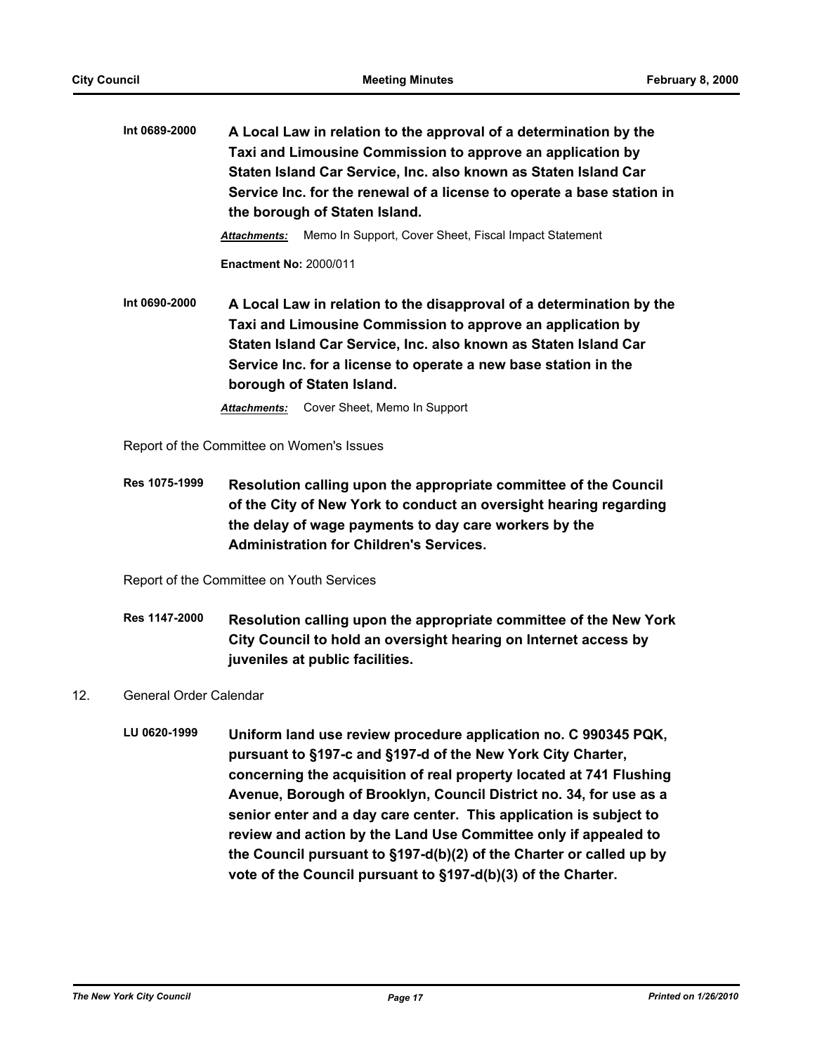**Int 0689-2000** **A Local Law in relation to the approval of a determination by the Taxi and Limousine Commission to approve an application by Staten Island Car Service, Inc. also known as Staten Island Car Service Inc. for the renewal of a license to operate a base station in the borough of Staten Island.**

***Attachments:*** Memo In Support, Cover Sheet, Fiscal Impact Statement

**Enactment No:** 2000/011

**Int 0690-2000** **A Local Law in relation to the disapproval of a determination by the Taxi and Limousine Commission to approve an application by Staten Island Car Service, Inc. also known as Staten Island Car Service Inc. for a license to operate a new base station in the borough of Staten Island.**

***Attachments:*** Cover Sheet, Memo In Support

Report of the Committee on Women's Issues

**Res 1075-1999** **Resolution calling upon the appropriate committee of the Council of the City of New York to conduct an oversight hearing regarding the delay of wage payments to day care workers by the Administration for Children's Services.**

Report of the Committee on Youth Services

**Res 1147-2000** **Resolution calling upon the appropriate committee of the New York City Council to hold an oversight hearing on Internet access by juveniles at public facilities.**

12. General Order Calendar

**LU 0620-1999** **Uniform land use review procedure application no. C 990345 PQK, pursuant to §197-c and §197-d of the New York City Charter, concerning the acquisition of real property located at 741 Flushing Avenue, Borough of Brooklyn, Council District no. 34, for use as a senior enter and a day care center. This application is subject to review and action by the Land Use Committee only if appealed to the Council pursuant to §197-d(b)(2) of the Charter or called up by vote of the Council pursuant to §197-d(b)(3) of the Charter.**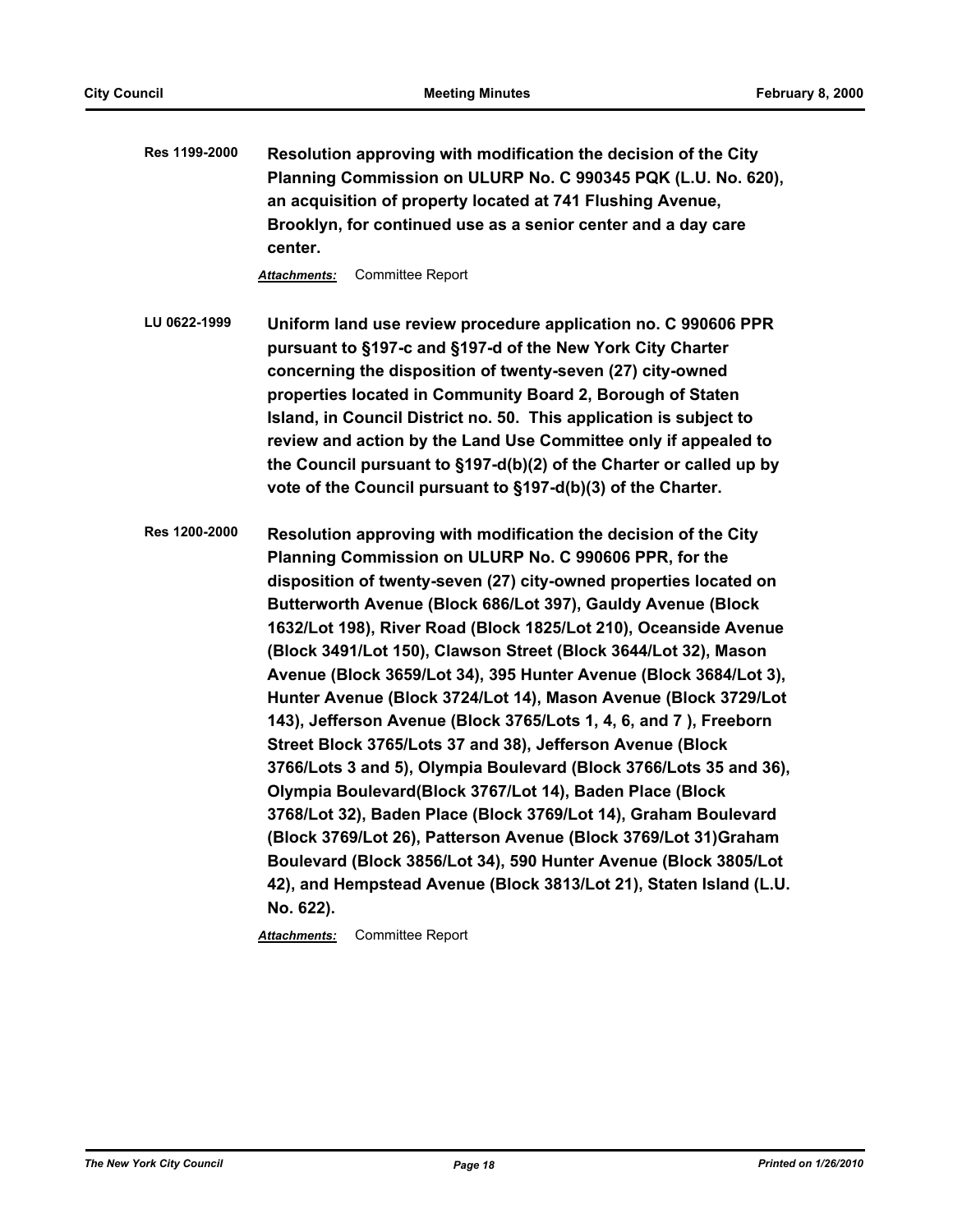**Res 1199-2000** **Resolution approving with modification the decision of the City Planning Commission on ULURP No. C 990345 PQK (L.U. No. 620), an acquisition of property located at 741 Flushing Avenue, Brooklyn, for continued use as a senior center and a day care center.**

***Attachments:*** Committee Report

**LU 0622-1999** **Uniform land use review procedure application no. C 990606 PPR pursuant to §197-c and §197-d of the New York City Charter concerning the disposition of twenty-seven (27) city-owned properties located in Community Board 2, Borough of Staten Island, in Council District no. 50. This application is subject to review and action by the Land Use Committee only if appealed to the Council pursuant to §197-d(b)(2) of the Charter or called up by vote of the Council pursuant to §197-d(b)(3) of the Charter.**

**Res 1200-2000** **Resolution approving with modification the decision of the City Planning Commission on ULURP No. C 990606 PPR, for the disposition of twenty-seven (27) city-owned properties located on Butterworth Avenue (Block 686/Lot 397), Gauldy Avenue (Block 1632/Lot 198), River Road (Block 1825/Lot 210), Oceanside Avenue (Block 3491/Lot 150), Clawson Street (Block 3644/Lot 32), Mason Avenue (Block 3659/Lot 34), 395 Hunter Avenue (Block 3684/Lot 3), Hunter Avenue (Block 3724/Lot 14), Mason Avenue (Block 3729/Lot 143), Jefferson Avenue (Block 3765/Lots 1, 4, 6, and 7 ), Freeborn Street Block 3765/Lots 37 and 38), Jefferson Avenue (Block 3766/Lots 3 and 5), Olympia Boulevard (Block 3766/Lots 35 and 36), Olympia Boulevard(Block 3767/Lot 14), Baden Place (Block 3768/Lot 32), Baden Place (Block 3769/Lot 14), Graham Boulevard (Block 3769/Lot 26), Patterson Avenue (Block 3769/Lot 31)Graham Boulevard (Block 3856/Lot 34), 590 Hunter Avenue (Block 3805/Lot 42), and Hempstead Avenue (Block 3813/Lot 21), Staten Island (L.U. No. 622).**

***Attachments:*** Committee Report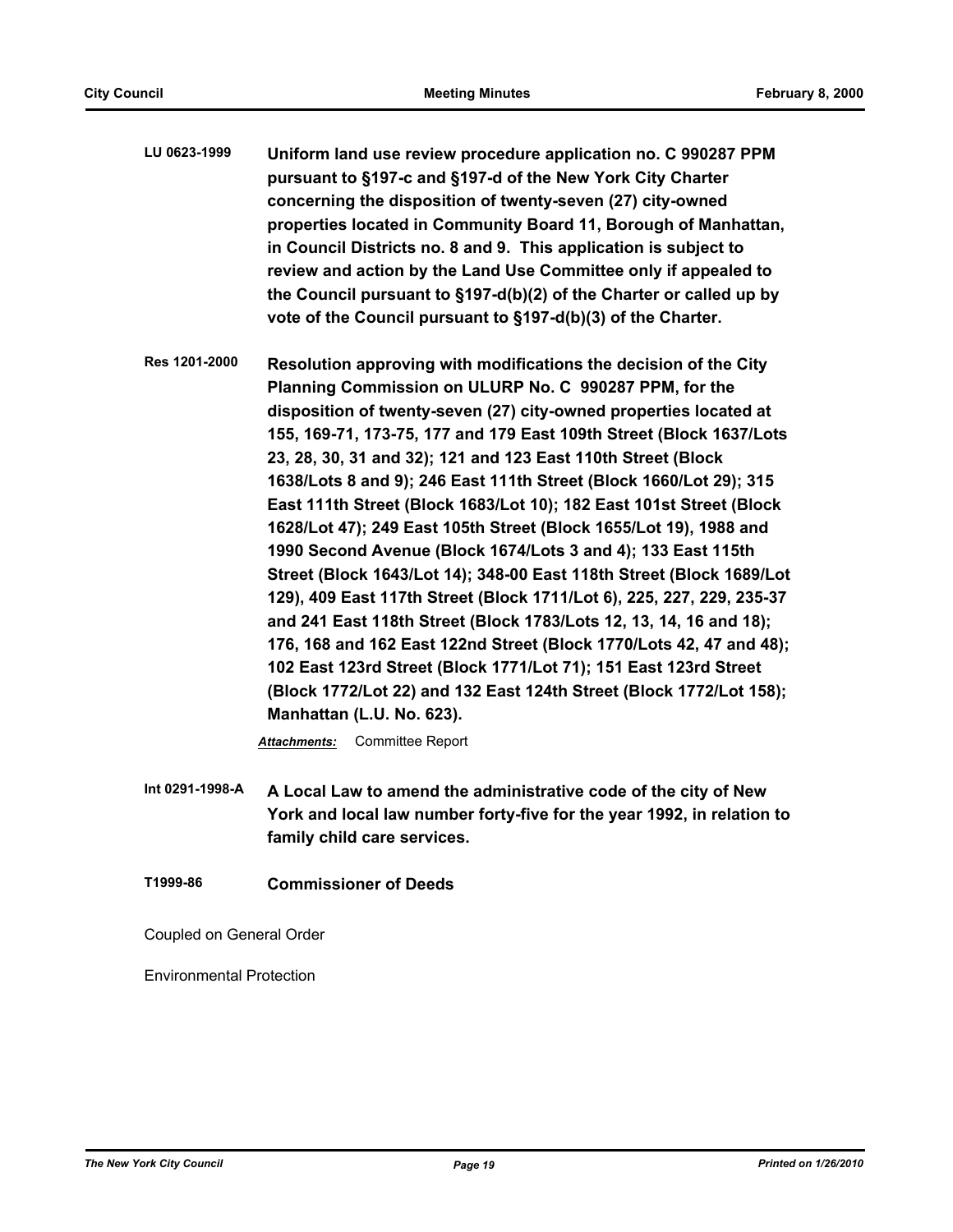**LU 0623-1999** **Uniform land use review procedure application no. C 990287 PPM pursuant to §197-c and §197-d of the New York City Charter concerning the disposition of twenty-seven (27) city-owned properties located in Community Board 11, Borough of Manhattan, in Council Districts no. 8 and 9. This application is subject to review and action by the Land Use Committee only if appealed to the Council pursuant to §197-d(b)(2) of the Charter or called up by vote of the Council pursuant to §197-d(b)(3) of the Charter.**

**Res 1201-2000** **Resolution approving with modifications the decision of the City Planning Commission on ULURP No. C 990287 PPM, for the disposition of twenty-seven (27) city-owned properties located at 155, 169-71, 173-75, 177 and 179 East 109th Street (Block 1637/Lots 23, 28, 30, 31 and 32); 121 and 123 East 110th Street (Block 1638/Lots 8 and 9); 246 East 111th Street (Block 1660/Lot 29); 315 East 111th Street (Block 1683/Lot 10); 182 East 101st Street (Block 1628/Lot 47); 249 East 105th Street (Block 1655/Lot 19), 1988 and 1990 Second Avenue (Block 1674/Lots 3 and 4); 133 East 115th Street (Block 1643/Lot 14); 348-00 East 118th Street (Block 1689/Lot 129), 409 East 117th Street (Block 1711/Lot 6), 225, 227, 229, 235-37 and 241 East 118th Street (Block 1783/Lots 12, 13, 14, 16 and 18); 176, 168 and 162 East 122nd Street (Block 1770/Lots 42, 47 and 48); 102 East 123rd Street (Block 1771/Lot 71); 151 East 123rd Street (Block 1772/Lot 22) and 132 East 124th Street (Block 1772/Lot 158); Manhattan (L.U. No. 623).**

***Attachments:*** Committee Report

**Int 0291-1998-A** **A Local Law to amend the administrative code of the city of New York and local law number forty-five for the year 1992, in relation to family child care services.**

**T1999-86** **Commissioner of Deeds**

Coupled on General Order

Environmental Protection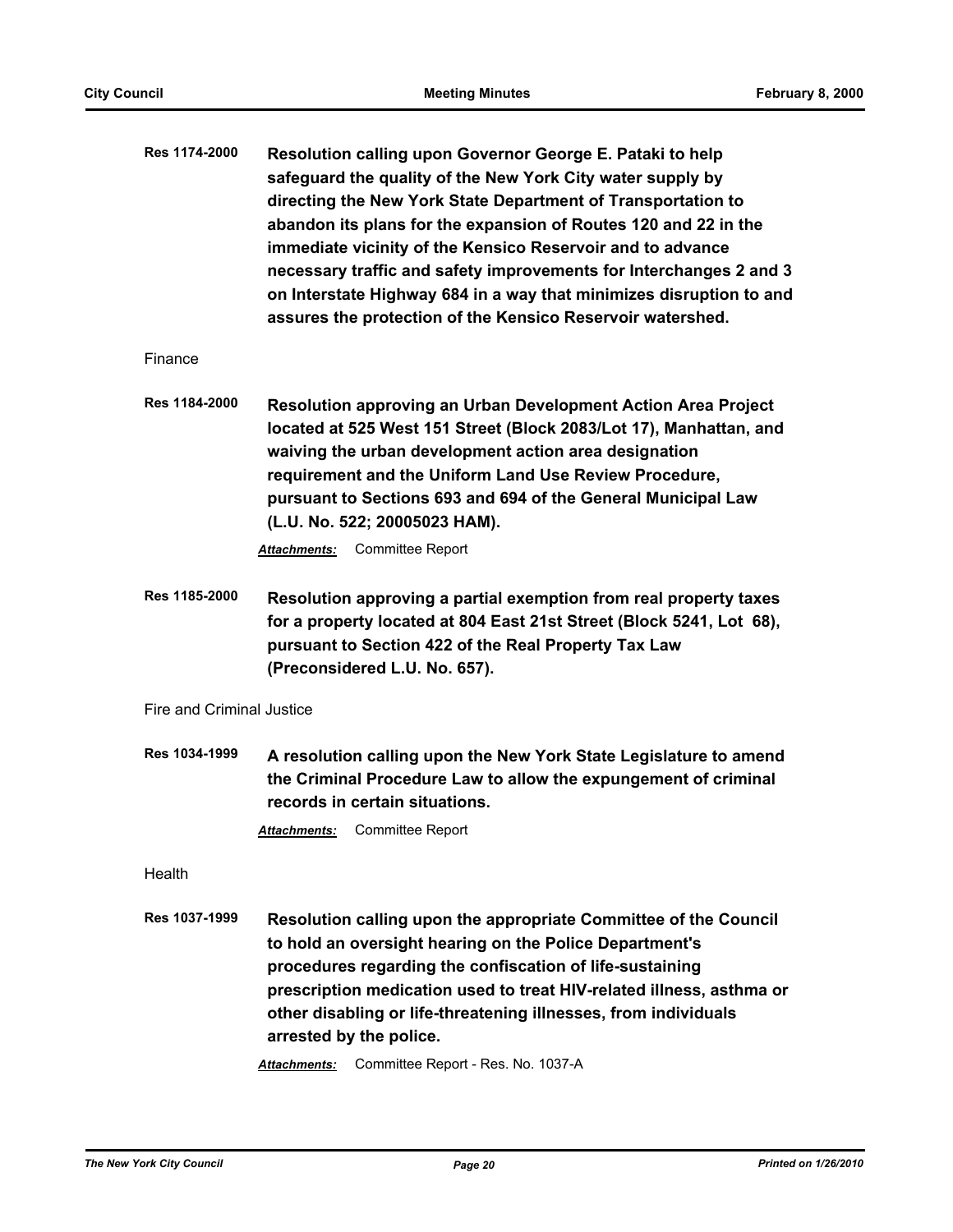**Res 1174-2000** **Resolution calling upon Governor George E. Pataki to help safeguard the quality of the New York City water supply by directing the New York State Department of Transportation to abandon its plans for the expansion of Routes 120 and 22 in the immediate vicinity of the Kensico Reservoir and to advance necessary traffic and safety improvements for Interchanges 2 and 3 on Interstate Highway 684 in a way that minimizes disruption to and assures the protection of the Kensico Reservoir watershed.**

Finance

**Res 1184-2000** **Resolution approving an Urban Development Action Area Project located at 525 West 151 Street (Block 2083/Lot 17), Manhattan, and waiving the urban development action area designation requirement and the Uniform Land Use Review Procedure, pursuant to Sections 693 and 694 of the General Municipal Law (L.U. No. 522; 20005023 HAM).**

***Attachments:*** Committee Report

**Res 1185-2000** **Resolution approving a partial exemption from real property taxes for a property located at 804 East 21st Street (Block 5241, Lot 68), pursuant to Section 422 of the Real Property Tax Law (Preconsidered L.U. No. 657).**

Fire and Criminal Justice

**Res 1034-1999** **A resolution calling upon the New York State Legislature to amend the Criminal Procedure Law to allow the expungement of criminal records in certain situations.**

***Attachments:*** Committee Report

Health

**Res 1037-1999** **Resolution calling upon the appropriate Committee of the Council to hold an oversight hearing on the Police Department's procedures regarding the confiscation of life-sustaining prescription medication used to treat HIV-related illness, asthma or other disabling or life-threatening illnesses, from individuals arrested by the police.**

***Attachments:*** Committee Report - Res. No. 1037-A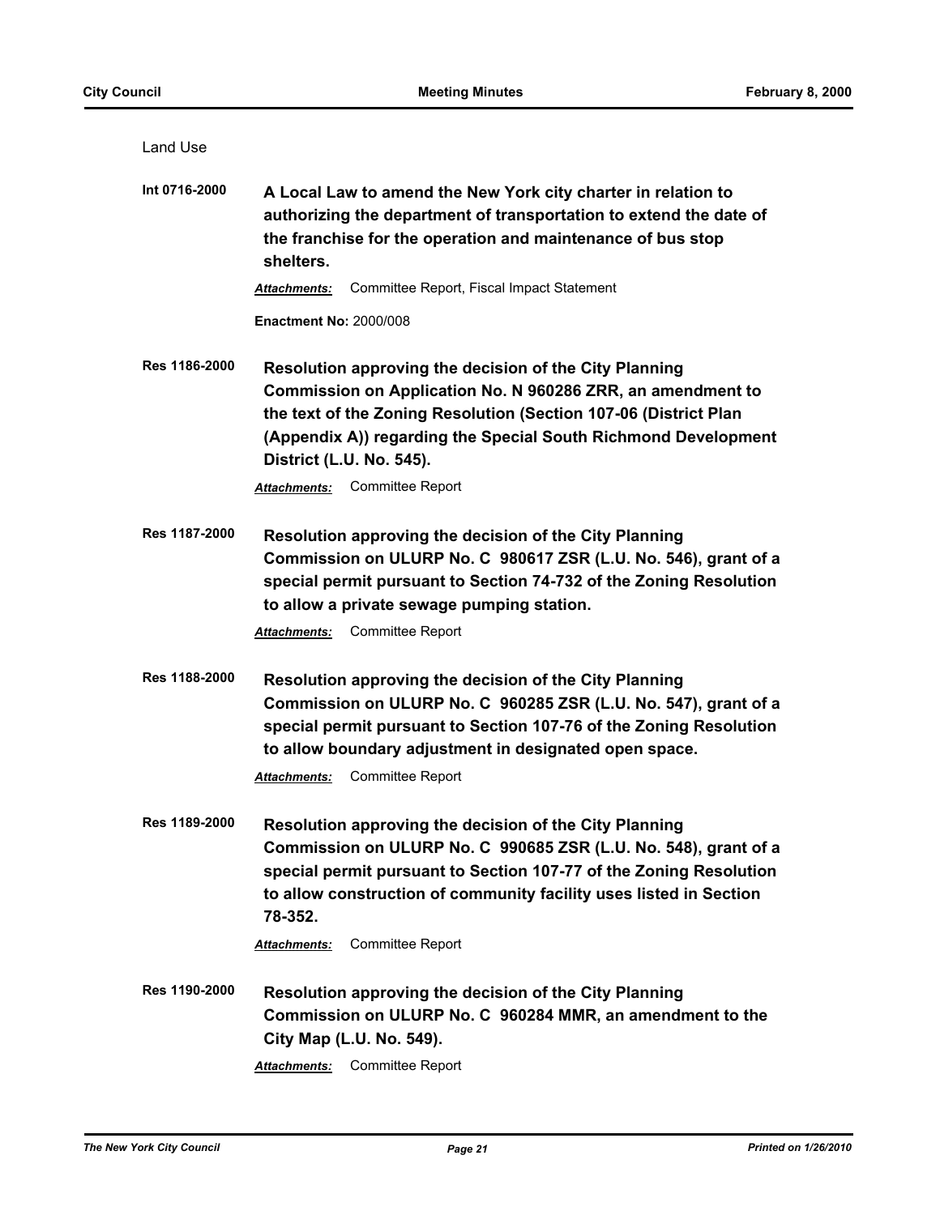Land Use

**Int 0716-2000** **A Local Law to amend the New York city charter in relation to authorizing the department of transportation to extend the date of the franchise for the operation and maintenance of bus stop shelters.**

***Attachments:*** Committee Report, Fiscal Impact Statement

**Enactment No:** 2000/008

**Res 1186-2000** **Resolution approving the decision of the City Planning Commission on Application No. N 960286 ZRR, an amendment to the text of the Zoning Resolution (Section 107-06 (District Plan (Appendix A)) regarding the Special South Richmond Development District (L.U. No. 545).**

***Attachments:*** Committee Report

**Res 1187-2000** **Resolution approving the decision of the City Planning Commission on ULURP No. C 980617 ZSR (L.U. No. 546), grant of a special permit pursuant to Section 74-732 of the Zoning Resolution to allow a private sewage pumping station.**

***Attachments:*** Committee Report

**Res 1188-2000** **Resolution approving the decision of the City Planning Commission on ULURP No. C 960285 ZSR (L.U. No. 547), grant of a special permit pursuant to Section 107-76 of the Zoning Resolution to allow boundary adjustment in designated open space.**

***Attachments:*** Committee Report

**Res 1189-2000** **Resolution approving the decision of the City Planning Commission on ULURP No. C 990685 ZSR (L.U. No. 548), grant of a special permit pursuant to Section 107-77 of the Zoning Resolution to allow construction of community facility uses listed in Section 78-352.**

***Attachments:*** Committee Report

**Res 1190-2000** **Resolution approving the decision of the City Planning Commission on ULURP No. C 960284 MMR, an amendment to the City Map (L.U. No. 549).**

***Attachments:*** Committee Report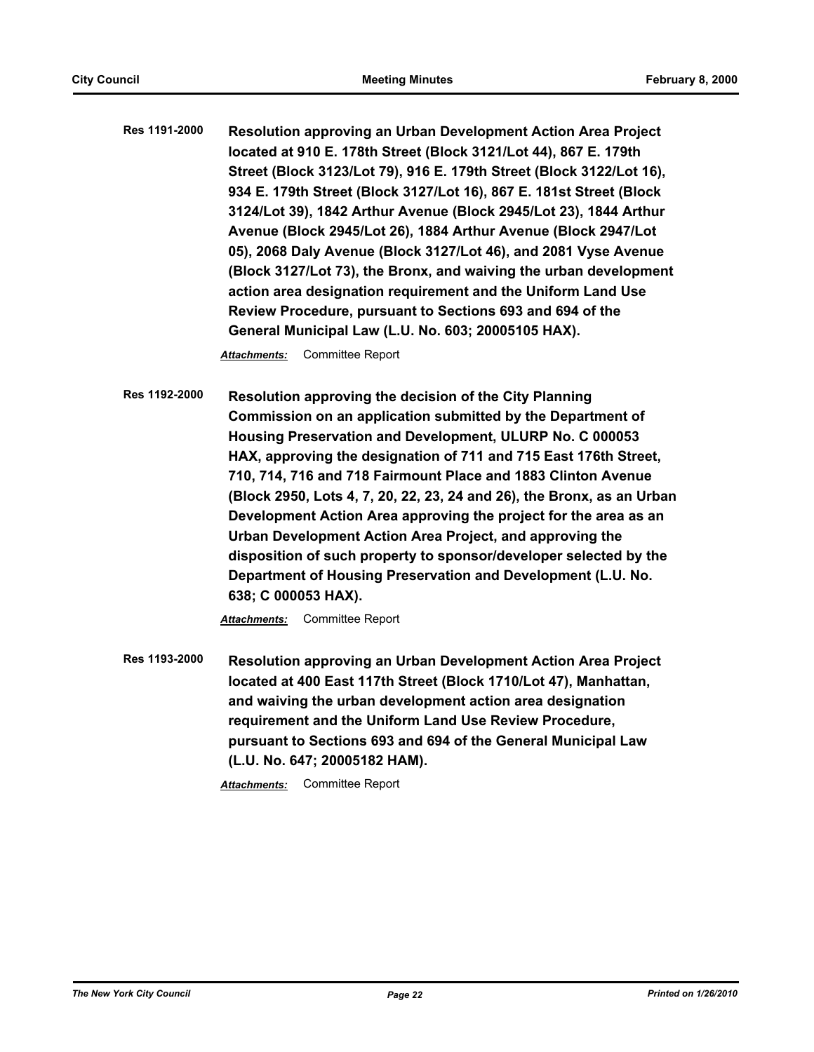**Res 1191-2000** **Resolution approving an Urban Development Action Area Project located at 910 E. 178th Street (Block 3121/Lot 44), 867 E. 179th Street (Block 3123/Lot 79), 916 E. 179th Street (Block 3122/Lot 16), 934 E. 179th Street (Block 3127/Lot 16), 867 E. 181st Street (Block 3124/Lot 39), 1842 Arthur Avenue (Block 2945/Lot 23), 1844 Arthur Avenue (Block 2945/Lot 26), 1884 Arthur Avenue (Block 2947/Lot 05), 2068 Daly Avenue (Block 3127/Lot 46), and 2081 Vyse Avenue (Block 3127/Lot 73), the Bronx, and waiving the urban development action area designation requirement and the Uniform Land Use Review Procedure, pursuant to Sections 693 and 694 of the General Municipal Law (L.U. No. 603; 20005105 HAX).**

***Attachments:*** Committee Report

**Res 1192-2000** **Resolution approving the decision of the City Planning Commission on an application submitted by the Department of Housing Preservation and Development, ULURP No. C 000053 HAX, approving the designation of 711 and 715 East 176th Street, 710, 714, 716 and 718 Fairmount Place and 1883 Clinton Avenue (Block 2950, Lots 4, 7, 20, 22, 23, 24 and 26), the Bronx, as an Urban Development Action Area approving the project for the area as an Urban Development Action Area Project, and approving the disposition of such property to sponsor/developer selected by the Department of Housing Preservation and Development (L.U. No. 638; C 000053 HAX).**

***Attachments:*** Committee Report

**Res 1193-2000** **Resolution approving an Urban Development Action Area Project located at 400 East 117th Street (Block 1710/Lot 47), Manhattan, and waiving the urban development action area designation requirement and the Uniform Land Use Review Procedure, pursuant to Sections 693 and 694 of the General Municipal Law (L.U. No. 647; 20005182 HAM).**

***Attachments:*** Committee Report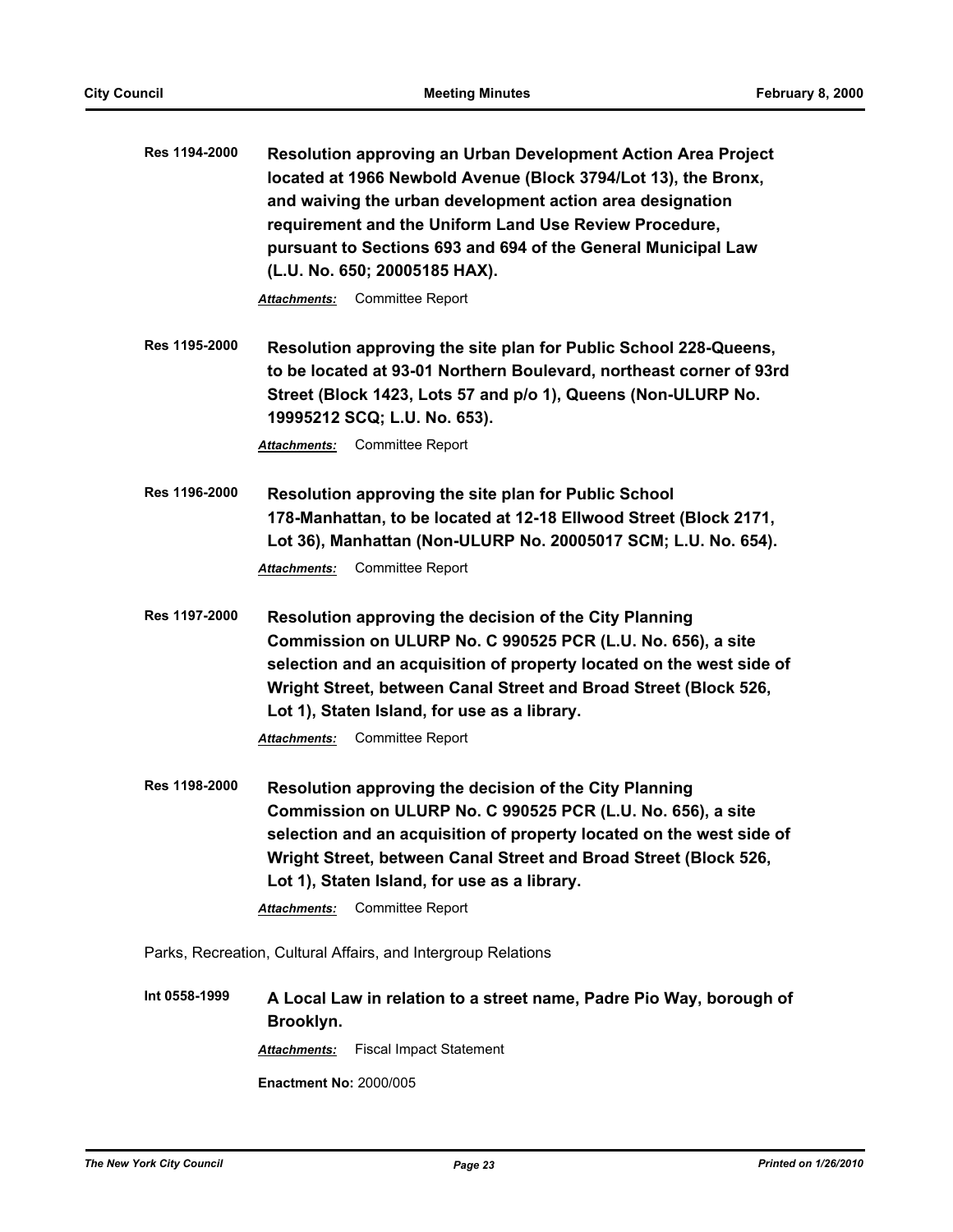**Res 1194-2000** **Resolution approving an Urban Development Action Area Project located at 1966 Newbold Avenue (Block 3794/Lot 13), the Bronx, and waiving the urban development action area designation requirement and the Uniform Land Use Review Procedure, pursuant to Sections 693 and 694 of the General Municipal Law (L.U. No. 650; 20005185 HAX).**

***Attachments:*** Committee Report

**Res 1195-2000** **Resolution approving the site plan for Public School 228-Queens, to be located at 93-01 Northern Boulevard, northeast corner of 93rd Street (Block 1423, Lots 57 and p/o 1), Queens (Non-ULURP No. 19995212 SCQ; L.U. No. 653).**

***Attachments:*** Committee Report

**Res 1196-2000** **Resolution approving the site plan for Public School 178-Manhattan, to be located at 12-18 Ellwood Street (Block 2171, Lot 36), Manhattan (Non-ULURP No. 20005017 SCM; L.U. No. 654).**

***Attachments:*** Committee Report

**Res 1197-2000** **Resolution approving the decision of the City Planning Commission on ULURP No. C 990525 PCR (L.U. No. 656), a site selection and an acquisition of property located on the west side of Wright Street, between Canal Street and Broad Street (Block 526, Lot 1), Staten Island, for use as a library.**

***Attachments:*** Committee Report

**Res 1198-2000** **Resolution approving the decision of the City Planning Commission on ULURP No. C 990525 PCR (L.U. No. 656), a site selection and an acquisition of property located on the west side of Wright Street, between Canal Street and Broad Street (Block 526, Lot 1), Staten Island, for use as a library.**

***Attachments:*** Committee Report

Parks, Recreation, Cultural Affairs, and Intergroup Relations

**Int 0558-1999** **A Local Law in relation to a street name, Padre Pio Way, borough of Brooklyn.**

***Attachments:*** Fiscal Impact Statement

**Enactment No:** 2000/005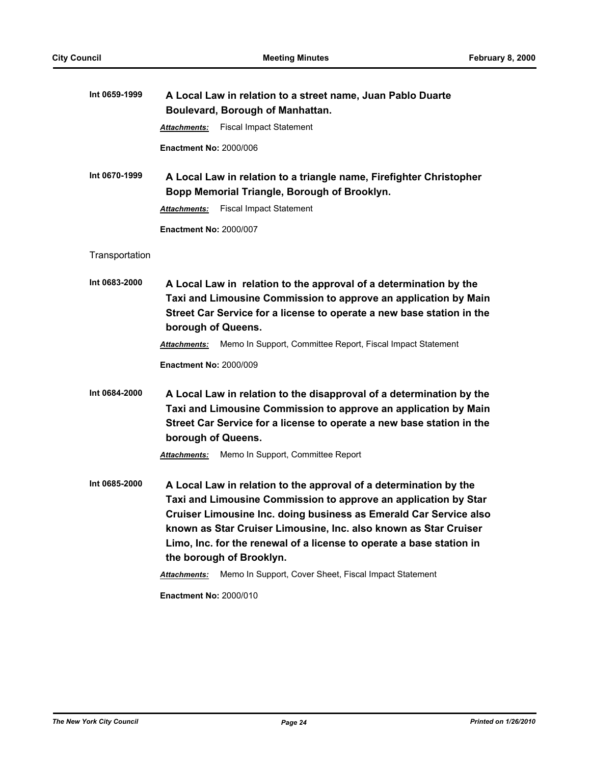**Int 0659-1999** **A Local Law in relation to a street name, Juan Pablo Duarte Boulevard, Borough of Manhattan.**

***Attachments:*** Fiscal Impact Statement

**Enactment No:** 2000/006

**Int 0670-1999** **A Local Law in relation to a triangle name, Firefighter Christopher Bopp Memorial Triangle, Borough of Brooklyn.**

***Attachments:*** Fiscal Impact Statement

**Enactment No:** 2000/007

Transportation

**Int 0683-2000** **A Local Law in relation to the approval of a determination by the Taxi and Limousine Commission to approve an application by Main Street Car Service for a license to operate a new base station in the borough of Queens.**

***Attachments:*** Memo In Support, Committee Report, Fiscal Impact Statement

**Enactment No:** 2000/009

**Int 0684-2000** **A Local Law in relation to the disapproval of a determination by the Taxi and Limousine Commission to approve an application by Main Street Car Service for a license to operate a new base station in the borough of Queens.**

***Attachments:*** Memo In Support, Committee Report

**Int 0685-2000** **A Local Law in relation to the approval of a determination by the Taxi and Limousine Commission to approve an application by Star Cruiser Limousine Inc. doing business as Emerald Car Service also known as Star Cruiser Limousine, Inc. also known as Star Cruiser Limo, Inc. for the renewal of a license to operate a base station in the borough of Brooklyn.**

***Attachments:*** Memo In Support, Cover Sheet, Fiscal Impact Statement

**Enactment No:** 2000/010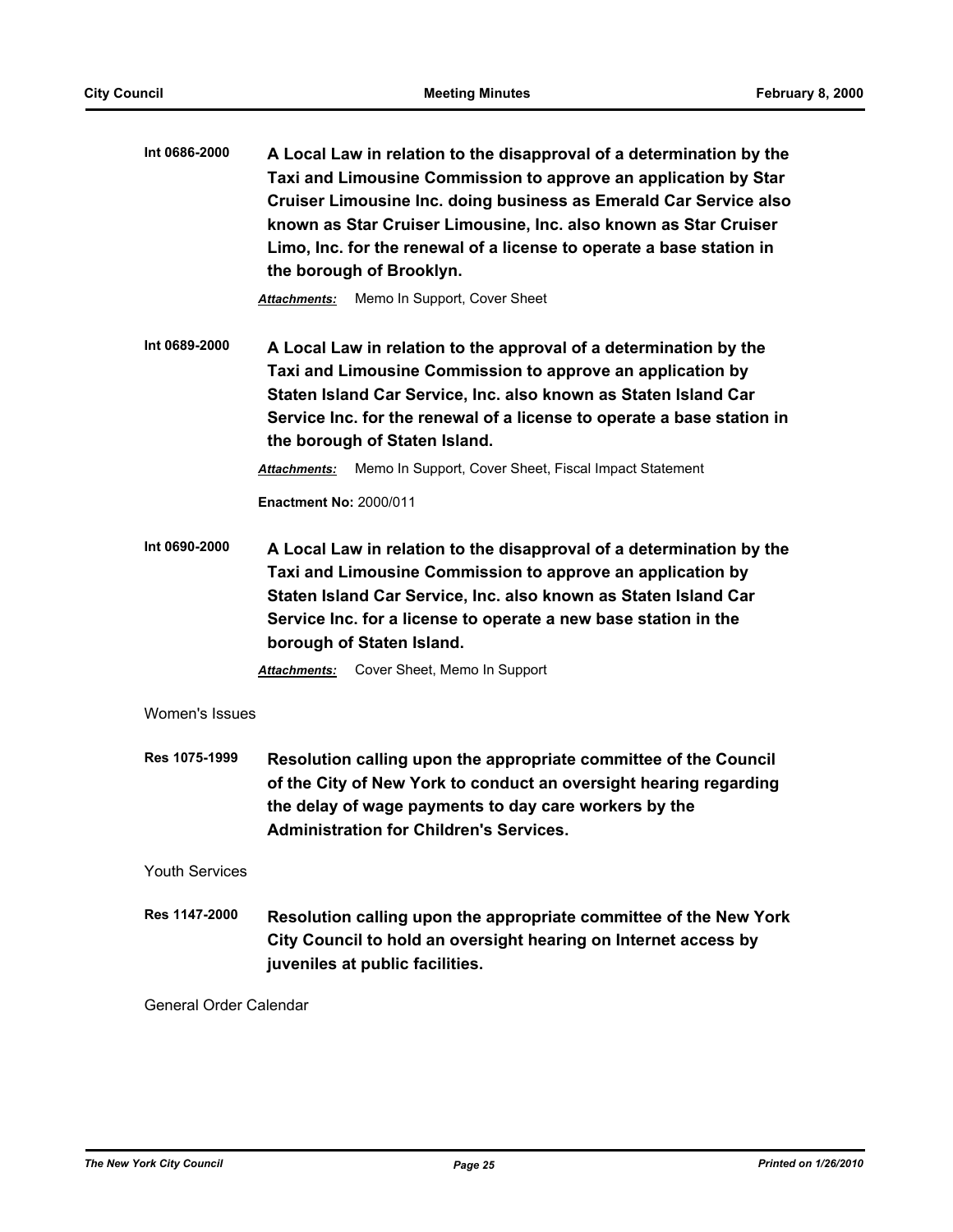**Int 0686-2000** **A Local Law in relation to the disapproval of a determination by the Taxi and Limousine Commission to approve an application by Star Cruiser Limousine Inc. doing business as Emerald Car Service also known as Star Cruiser Limousine, Inc. also known as Star Cruiser Limo, Inc. for the renewal of a license to operate a base station in the borough of Brooklyn.**

***Attachments:*** Memo In Support, Cover Sheet

**Int 0689-2000** **A Local Law in relation to the approval of a determination by the Taxi and Limousine Commission to approve an application by Staten Island Car Service, Inc. also known as Staten Island Car Service Inc. for the renewal of a license to operate a base station in the borough of Staten Island.**

***Attachments:*** Memo In Support, Cover Sheet, Fiscal Impact Statement

**Enactment No:** 2000/011

**Int 0690-2000** **A Local Law in relation to the disapproval of a determination by the Taxi and Limousine Commission to approve an application by Staten Island Car Service, Inc. also known as Staten Island Car Service Inc. for a license to operate a new base station in the borough of Staten Island.**

***Attachments:*** Cover Sheet, Memo In Support

Women's Issues

**Res 1075-1999** **Resolution calling upon the appropriate committee of the Council of the City of New York to conduct an oversight hearing regarding the delay of wage payments to day care workers by the Administration for Children's Services.**

Youth Services

**Res 1147-2000** **Resolution calling upon the appropriate committee of the New York City Council to hold an oversight hearing on Internet access by juveniles at public facilities.**

General Order Calendar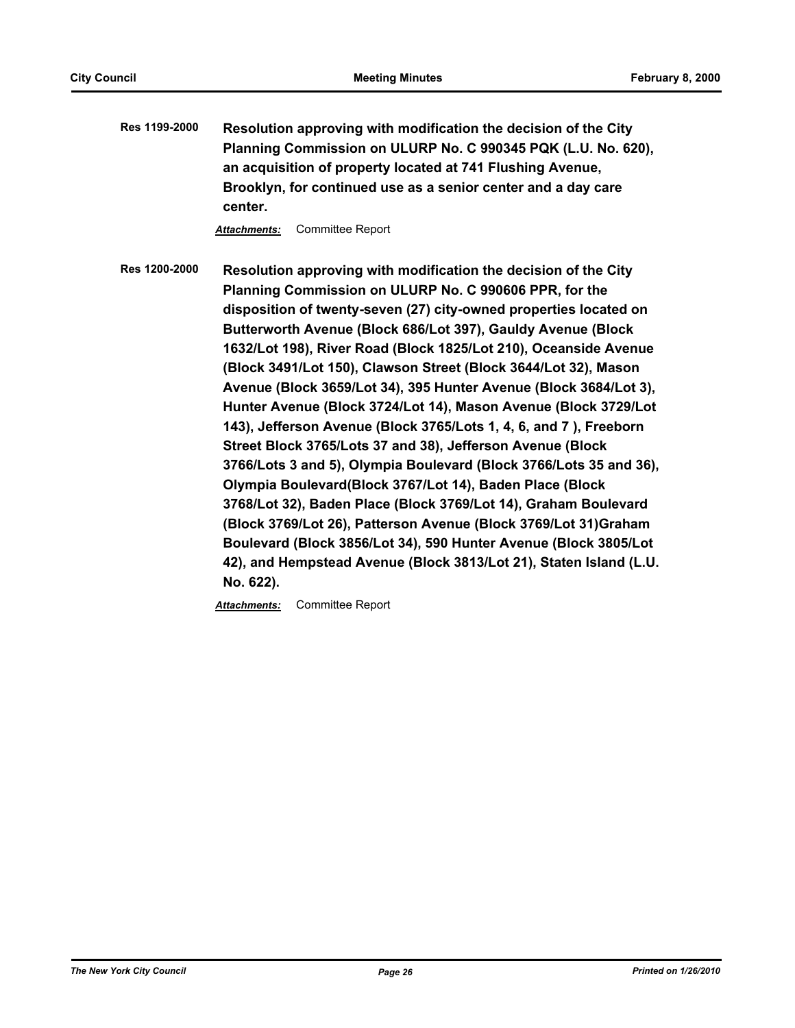**Res 1199-2000** **Resolution approving with modification the decision of the City Planning Commission on ULURP No. C 990345 PQK (L.U. No. 620), an acquisition of property located at 741 Flushing Avenue, Brooklyn, for continued use as a senior center and a day care center.**

***Attachments:*** Committee Report

**Res 1200-2000** **Resolution approving with modification the decision of the City Planning Commission on ULURP No. C 990606 PPR, for the disposition of twenty-seven (27) city-owned properties located on Butterworth Avenue (Block 686/Lot 397), Gauldy Avenue (Block 1632/Lot 198), River Road (Block 1825/Lot 210), Oceanside Avenue (Block 3491/Lot 150), Clawson Street (Block 3644/Lot 32), Mason Avenue (Block 3659/Lot 34), 395 Hunter Avenue (Block 3684/Lot 3), Hunter Avenue (Block 3724/Lot 14), Mason Avenue (Block 3729/Lot 143), Jefferson Avenue (Block 3765/Lots 1, 4, 6, and 7 ), Freeborn Street Block 3765/Lots 37 and 38), Jefferson Avenue (Block 3766/Lots 3 and 5), Olympia Boulevard (Block 3766/Lots 35 and 36), Olympia Boulevard(Block 3767/Lot 14), Baden Place (Block 3768/Lot 32), Baden Place (Block 3769/Lot 14), Graham Boulevard (Block 3769/Lot 26), Patterson Avenue (Block 3769/Lot 31)Graham Boulevard (Block 3856/Lot 34), 590 Hunter Avenue (Block 3805/Lot 42), and Hempstead Avenue (Block 3813/Lot 21), Staten Island (L.U. No. 622).**

***Attachments:*** Committee Report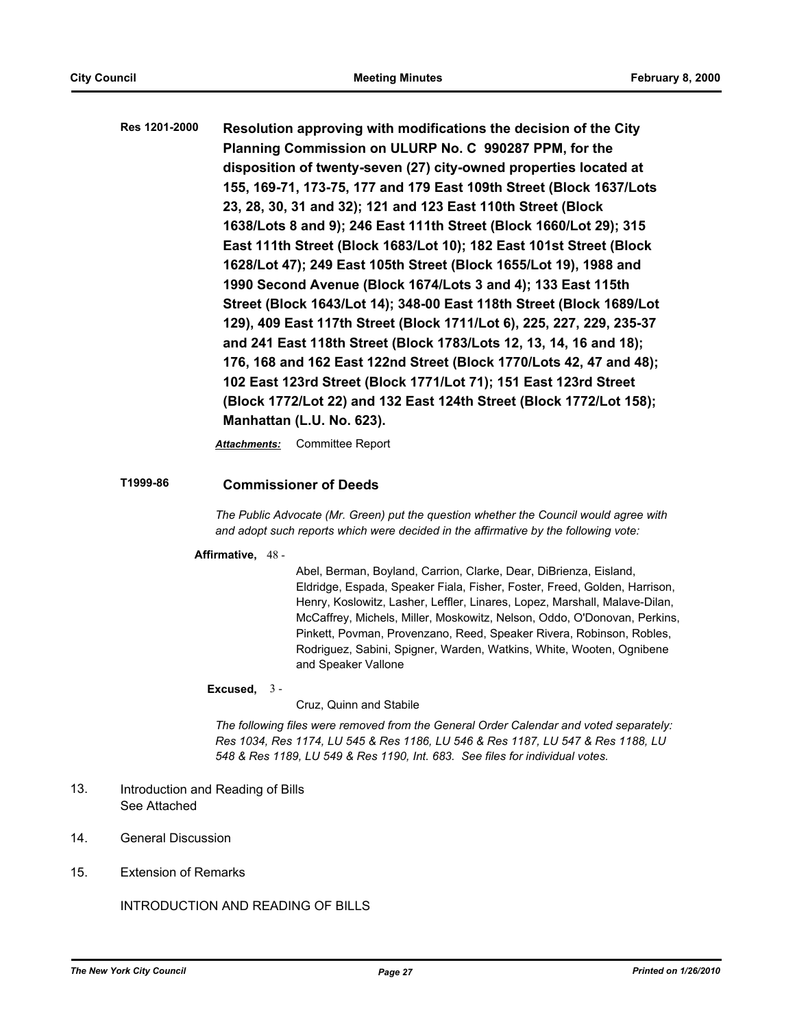**Res 1201-2000** **Resolution approving with modifications the decision of the City Planning Commission on ULURP No. C 990287 PPM, for the disposition of twenty-seven (27) city-owned properties located at 155, 169-71, 173-75, 177 and 179 East 109th Street (Block 1637/Lots 23, 28, 30, 31 and 32); 121 and 123 East 110th Street (Block 1638/Lots 8 and 9); 246 East 111th Street (Block 1660/Lot 29); 315 East 111th Street (Block 1683/Lot 10); 182 East 101st Street (Block 1628/Lot 47); 249 East 105th Street (Block 1655/Lot 19), 1988 and 1990 Second Avenue (Block 1674/Lots 3 and 4); 133 East 115th Street (Block 1643/Lot 14); 348-00 East 118th Street (Block 1689/Lot 129), 409 East 117th Street (Block 1711/Lot 6), 225, 227, 229, 235-37 and 241 East 118th Street (Block 1783/Lots 12, 13, 14, 16 and 18); 176, 168 and 162 East 122nd Street (Block 1770/Lots 42, 47 and 48); 102 East 123rd Street (Block 1771/Lot 71); 151 East 123rd Street (Block 1772/Lot 22) and 132 East 124th Street (Block 1772/Lot 158); Manhattan (L.U. No. 623).**

***Attachments:*** Committee Report

**T1999-86** **Commissioner of Deeds**

*The Public Advocate (Mr. Green) put the question whether the Council would agree with and adopt such reports which were decided in the affirmative by the following vote:*

**Affirmative,** 48 -

Abel, Berman, Boyland, Carrion, Clarke, Dear, DiBrienza, Eisland, Eldridge, Espada, Speaker Fiala, Fisher, Foster, Freed, Golden, Harrison, Henry, Koslowitz, Lasher, Leffler, Linares, Lopez, Marshall, Malave-Dilan, McCaffrey, Michels, Miller, Moskowitz, Nelson, Oddo, O'Donovan, Perkins, Pinkett, Povman, Provenzano, Reed, Speaker Rivera, Robinson, Robles, Rodriguez, Sabini, Spigner, Warden, Watkins, White, Wooten, Ognibene and Speaker Vallone

**Excused,** 3 -

Cruz, Quinn and Stabile

*The following files were removed from the General Order Calendar and voted separately: Res 1034, Res 1174, LU 545 & Res 1186, LU 546 & Res 1187, LU 547 & Res 1188, LU 548 & Res 1189, LU 549 & Res 1190, Int. 683. See files for individual votes.*

13. Introduction and Reading of Bills
    See Attached

14. General Discussion

15. Extension of Remarks

INTRODUCTION AND READING OF BILLS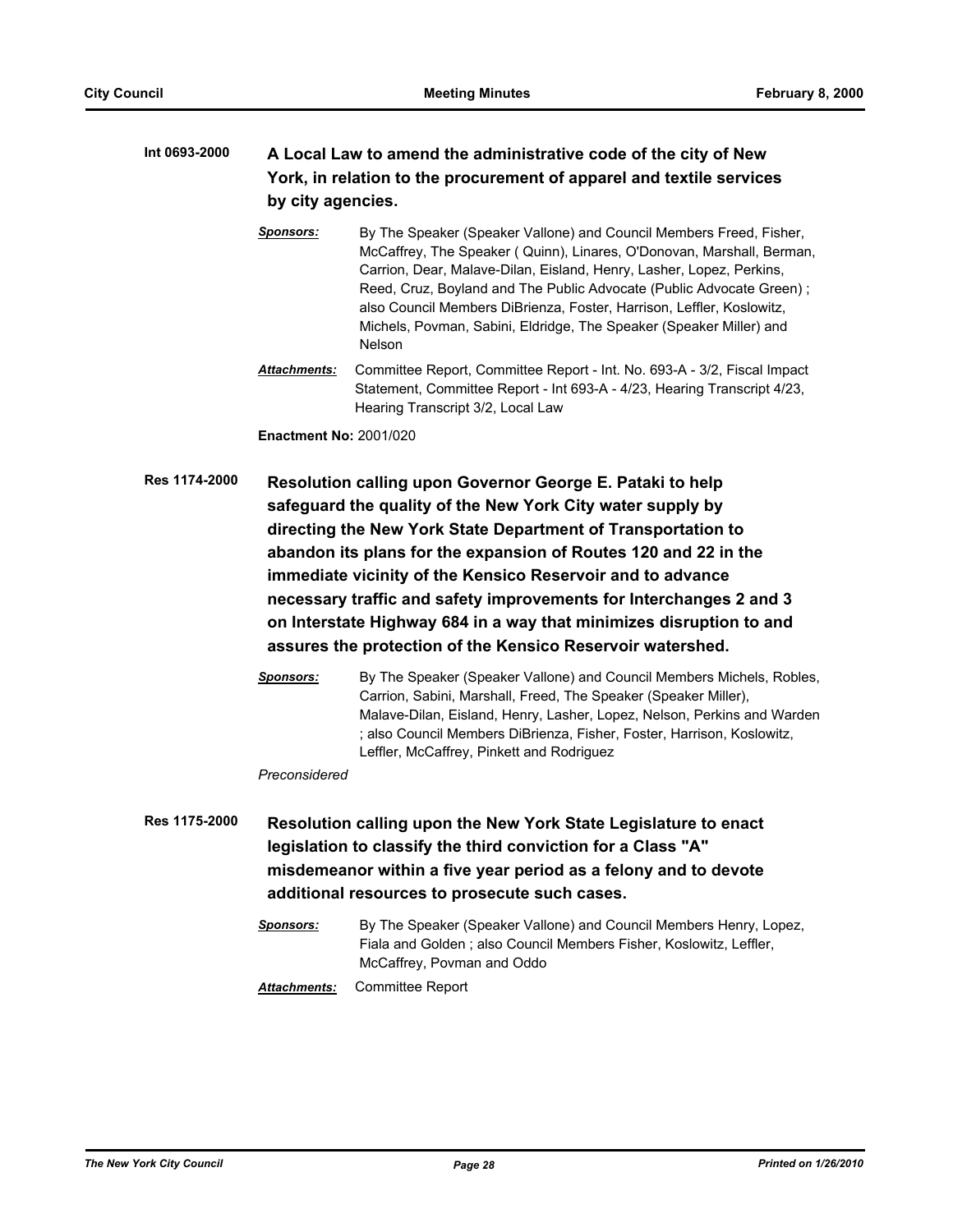**Int 0693-2000** **A Local Law to amend the administrative code of the city of New York, in relation to the procurement of apparel and textile services by city agencies.**

***Sponsors:*** By The Speaker (Speaker Vallone) and Council Members Freed, Fisher, McCaffrey, The Speaker ( Quinn), Linares, O'Donovan, Marshall, Berman, Carrion, Dear, Malave-Dilan, Eisland, Henry, Lasher, Lopez, Perkins, Reed, Cruz, Boyland and The Public Advocate (Public Advocate Green) ; also Council Members DiBrienza, Foster, Harrison, Leffler, Koslowitz, Michels, Povman, Sabini, Eldridge, The Speaker (Speaker Miller) and Nelson

***Attachments:*** Committee Report, Committee Report - Int. No. 693-A - 3/2, Fiscal Impact Statement, Committee Report - Int 693-A - 4/23, Hearing Transcript 4/23, Hearing Transcript 3/2, Local Law

**Enactment No:** 2001/020

**Res 1174-2000** **Resolution calling upon Governor George E. Pataki to help safeguard the quality of the New York City water supply by directing the New York State Department of Transportation to abandon its plans for the expansion of Routes 120 and 22 in the immediate vicinity of the Kensico Reservoir and to advance necessary traffic and safety improvements for Interchanges 2 and 3 on Interstate Highway 684 in a way that minimizes disruption to and assures the protection of the Kensico Reservoir watershed.**

***Sponsors:*** By The Speaker (Speaker Vallone) and Council Members Michels, Robles, Carrion, Sabini, Marshall, Freed, The Speaker (Speaker Miller), Malave-Dilan, Eisland, Henry, Lasher, Lopez, Nelson, Perkins and Warden ; also Council Members DiBrienza, Fisher, Foster, Harrison, Koslowitz, Leffler, McCaffrey, Pinkett and Rodriguez

*Preconsidered*

**Res 1175-2000** **Resolution calling upon the New York State Legislature to enact legislation to classify the third conviction for a Class "A" misdemeanor within a five year period as a felony and to devote additional resources to prosecute such cases.**

***Sponsors:*** By The Speaker (Speaker Vallone) and Council Members Henry, Lopez, Fiala and Golden ; also Council Members Fisher, Koslowitz, Leffler, McCaffrey, Povman and Oddo

***Attachments:*** Committee Report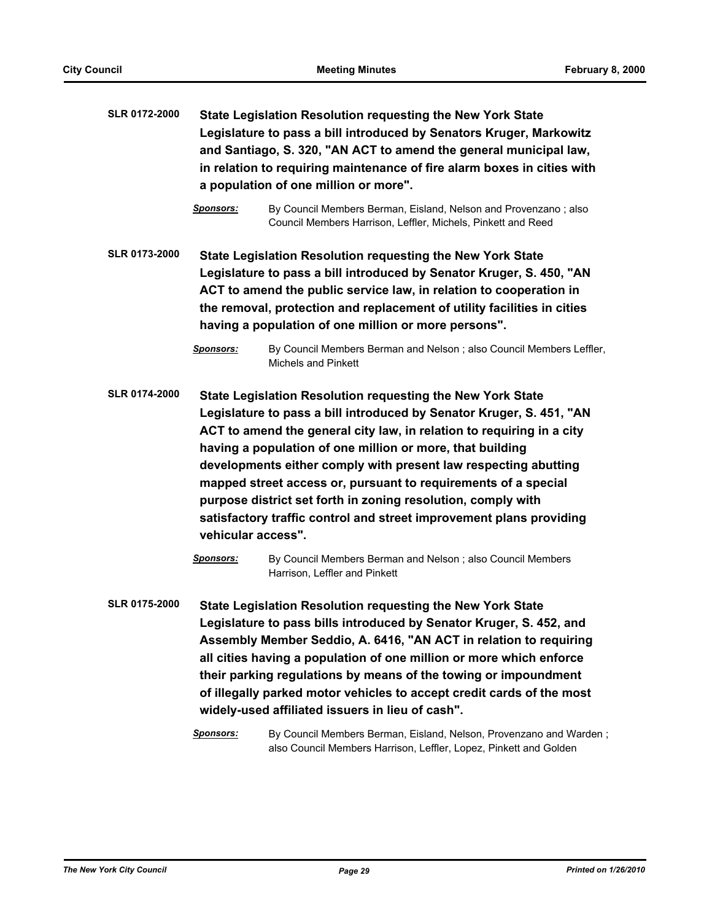**SLR 0172-2000** **State Legislation Resolution requesting the New York State Legislature to pass a bill introduced by Senators Kruger, Markowitz and Santiago, S. 320, "AN ACT to amend the general municipal law, in relation to requiring maintenance of fire alarm boxes in cities with a population of one million or more".**

*Sponsors:* By Council Members Berman, Eisland, Nelson and Provenzano ; also Council Members Harrison, Leffler, Michels, Pinkett and Reed

**SLR 0173-2000** **State Legislation Resolution requesting the New York State Legislature to pass a bill introduced by Senator Kruger, S. 450, "AN ACT to amend the public service law, in relation to cooperation in the removal, protection and replacement of utility facilities in cities having a population of one million or more persons".**

*Sponsors:* By Council Members Berman and Nelson ; also Council Members Leffler, Michels and Pinkett

**SLR 0174-2000** **State Legislation Resolution requesting the New York State Legislature to pass a bill introduced by Senator Kruger, S. 451, "AN ACT to amend the general city law, in relation to requiring in a city having a population of one million or more, that building developments either comply with present law respecting abutting mapped street access or, pursuant to requirements of a special purpose district set forth in zoning resolution, comply with satisfactory traffic control and street improvement plans providing vehicular access".**

*Sponsors:* By Council Members Berman and Nelson ; also Council Members Harrison, Leffler and Pinkett

**SLR 0175-2000** **State Legislation Resolution requesting the New York State Legislature to pass bills introduced by Senator Kruger, S. 452, and Assembly Member Seddio, A. 6416, "AN ACT in relation to requiring all cities having a population of one million or more which enforce their parking regulations by means of the towing or impoundment of illegally parked motor vehicles to accept credit cards of the most widely-used affiliated issuers in lieu of cash".**

*Sponsors:* By Council Members Berman, Eisland, Nelson, Provenzano and Warden ; also Council Members Harrison, Leffler, Lopez, Pinkett and Golden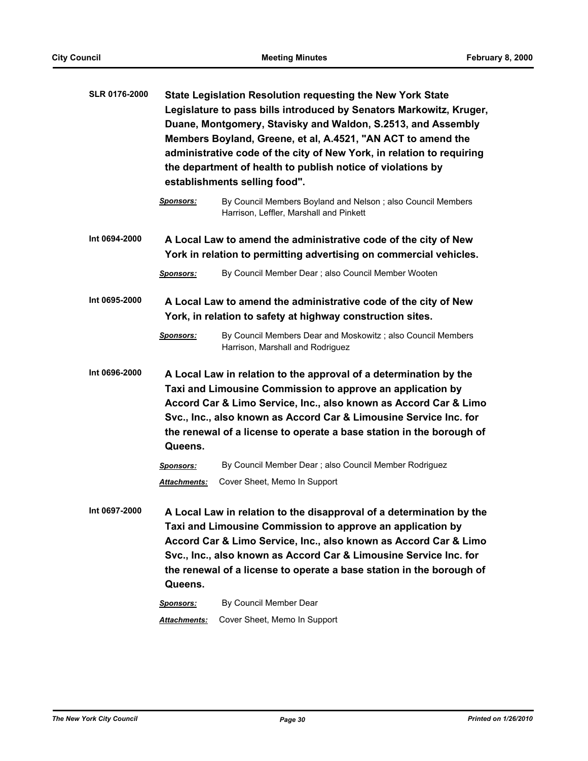**SLR 0176-2000** **State Legislation Resolution requesting the New York State Legislature to pass bills introduced by Senators Markowitz, Kruger, Duane, Montgomery, Stavisky and Waldon, S.2513, and Assembly Members Boyland, Greene, et al, A.4521, "AN ACT to amend the administrative code of the city of New York, in relation to requiring the department of health to publish notice of violations by establishments selling food".**

*Sponsors:* By Council Members Boyland and Nelson ; also Council Members Harrison, Leffler, Marshall and Pinkett

**Int 0694-2000** **A Local Law to amend the administrative code of the city of New York in relation to permitting advertising on commercial vehicles.**

*Sponsors:* By Council Member Dear ; also Council Member Wooten

**Int 0695-2000** **A Local Law to amend the administrative code of the city of New York, in relation to safety at highway construction sites.**

*Sponsors:* By Council Members Dear and Moskowitz ; also Council Members Harrison, Marshall and Rodriguez

**Int 0696-2000** **A Local Law in relation to the approval of a determination by the Taxi and Limousine Commission to approve an application by Accord Car & Limo Service, Inc., also known as Accord Car & Limo Svc., Inc., also known as Accord Car & Limousine Service Inc. for the renewal of a license to operate a base station in the borough of Queens.**

*Sponsors:* By Council Member Dear ; also Council Member Rodriguez

*Attachments:* Cover Sheet, Memo In Support

**Int 0697-2000** **A Local Law in relation to the disapproval of a determination by the Taxi and Limousine Commission to approve an application by Accord Car & Limo Service, Inc., also known as Accord Car & Limo Svc., Inc., also known as Accord Car & Limousine Service Inc. for the renewal of a license to operate a base station in the borough of Queens.**

*Sponsors:* By Council Member Dear

*Attachments:* Cover Sheet, Memo In Support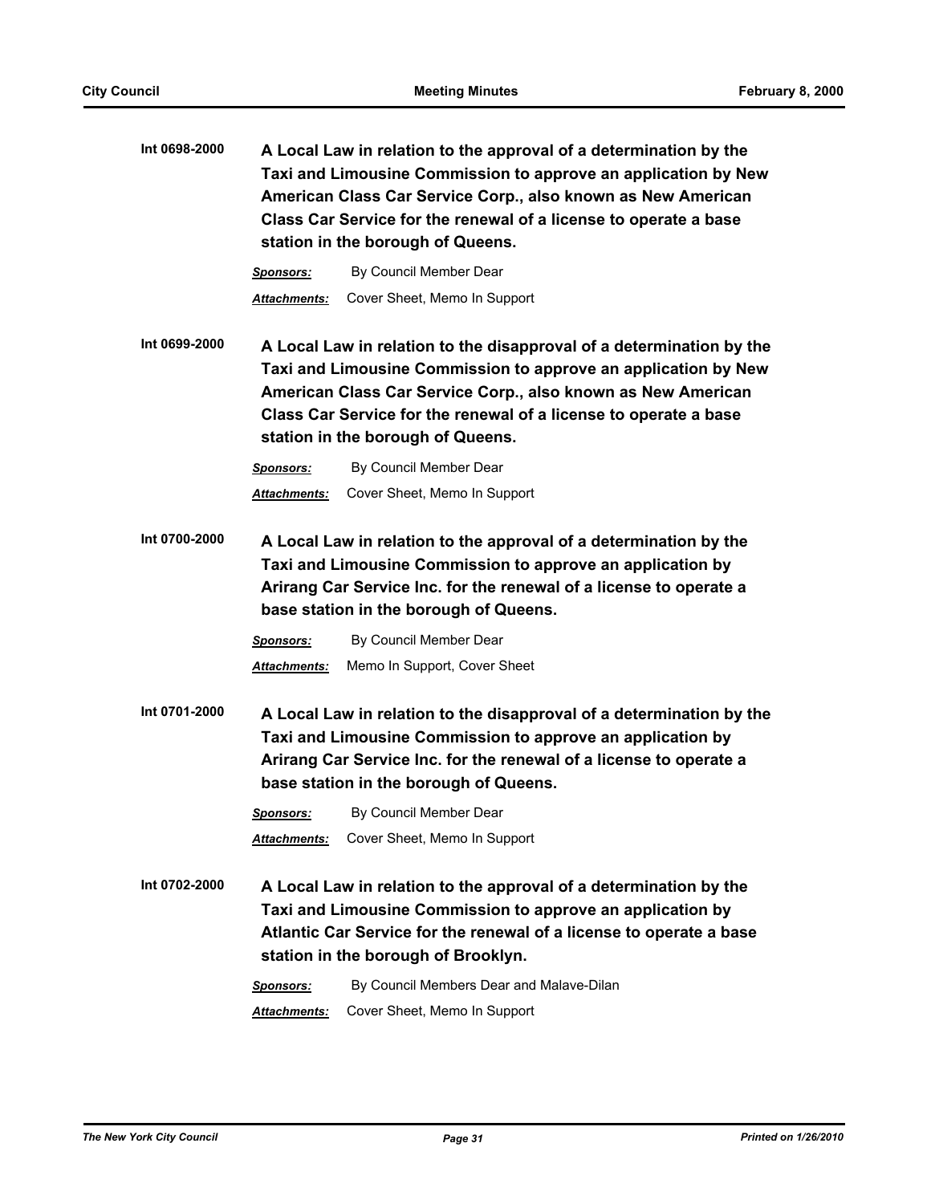**Int 0698-2000** **A Local Law in relation to the approval of a determination by the Taxi and Limousine Commission to approve an application by New American Class Car Service Corp., also known as New American Class Car Service for the renewal of a license to operate a base station in the borough of Queens.**

***Sponsors:*** By Council Member Dear

***Attachments:*** Cover Sheet, Memo In Support

**Int 0699-2000** **A Local Law in relation to the disapproval of a determination by the Taxi and Limousine Commission to approve an application by New American Class Car Service Corp., also known as New American Class Car Service for the renewal of a license to operate a base station in the borough of Queens.**

***Sponsors:*** By Council Member Dear

***Attachments:*** Cover Sheet, Memo In Support

**Int 0700-2000** **A Local Law in relation to the approval of a determination by the Taxi and Limousine Commission to approve an application by Arirang Car Service Inc. for the renewal of a license to operate a base station in the borough of Queens.**

***Sponsors:*** By Council Member Dear

***Attachments:*** Memo In Support, Cover Sheet

**Int 0701-2000** **A Local Law in relation to the disapproval of a determination by the Taxi and Limousine Commission to approve an application by Arirang Car Service Inc. for the renewal of a license to operate a base station in the borough of Queens.**

***Sponsors:*** By Council Member Dear

***Attachments:*** Cover Sheet, Memo In Support

**Int 0702-2000** **A Local Law in relation to the approval of a determination by the Taxi and Limousine Commission to approve an application by Atlantic Car Service for the renewal of a license to operate a base station in the borough of Brooklyn.**

***Sponsors:*** By Council Members Dear and Malave-Dilan

***Attachments:*** Cover Sheet, Memo In Support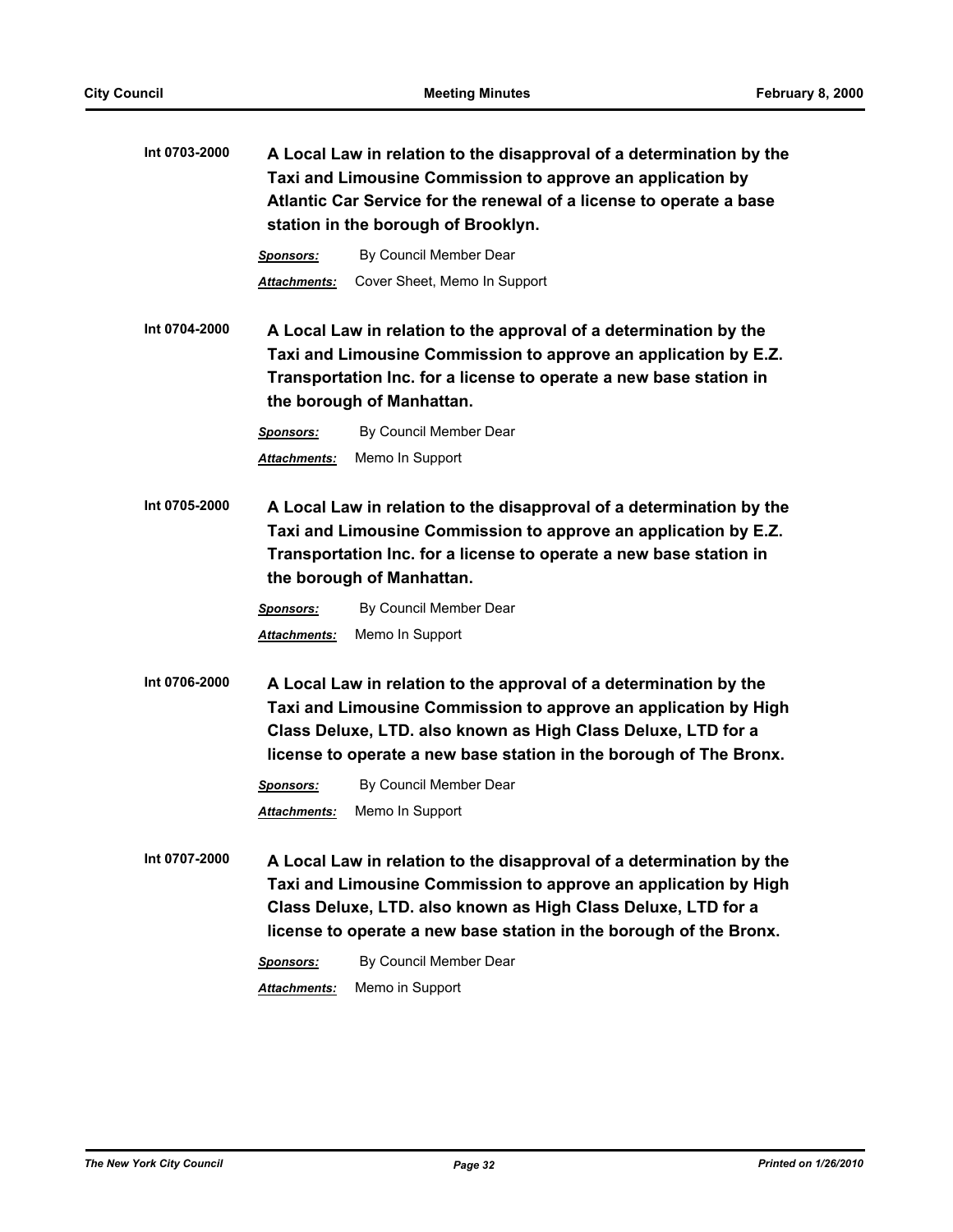**Int 0703-2000** **A Local Law in relation to the disapproval of a determination by the Taxi and Limousine Commission to approve an application by Atlantic Car Service for the renewal of a license to operate a base station in the borough of Brooklyn.**

***Sponsors:*** By Council Member Dear

***Attachments:*** Cover Sheet, Memo In Support

**Int 0704-2000** **A Local Law in relation to the approval of a determination by the Taxi and Limousine Commission to approve an application by E.Z. Transportation Inc. for a license to operate a new base station in the borough of Manhattan.**

***Sponsors:*** By Council Member Dear

***Attachments:*** Memo In Support

**Int 0705-2000** **A Local Law in relation to the disapproval of a determination by the Taxi and Limousine Commission to approve an application by E.Z. Transportation Inc. for a license to operate a new base station in the borough of Manhattan.**

***Sponsors:*** By Council Member Dear

***Attachments:*** Memo In Support

**Int 0706-2000** **A Local Law in relation to the approval of a determination by the Taxi and Limousine Commission to approve an application by High Class Deluxe, LTD. also known as High Class Deluxe, LTD for a license to operate a new base station in the borough of The Bronx.**

***Sponsors:*** By Council Member Dear

***Attachments:*** Memo In Support

**Int 0707-2000** **A Local Law in relation to the disapproval of a determination by the Taxi and Limousine Commission to approve an application by High Class Deluxe, LTD. also known as High Class Deluxe, LTD for a license to operate a new base station in the borough of the Bronx.**

***Sponsors:*** By Council Member Dear

***Attachments:*** Memo in Support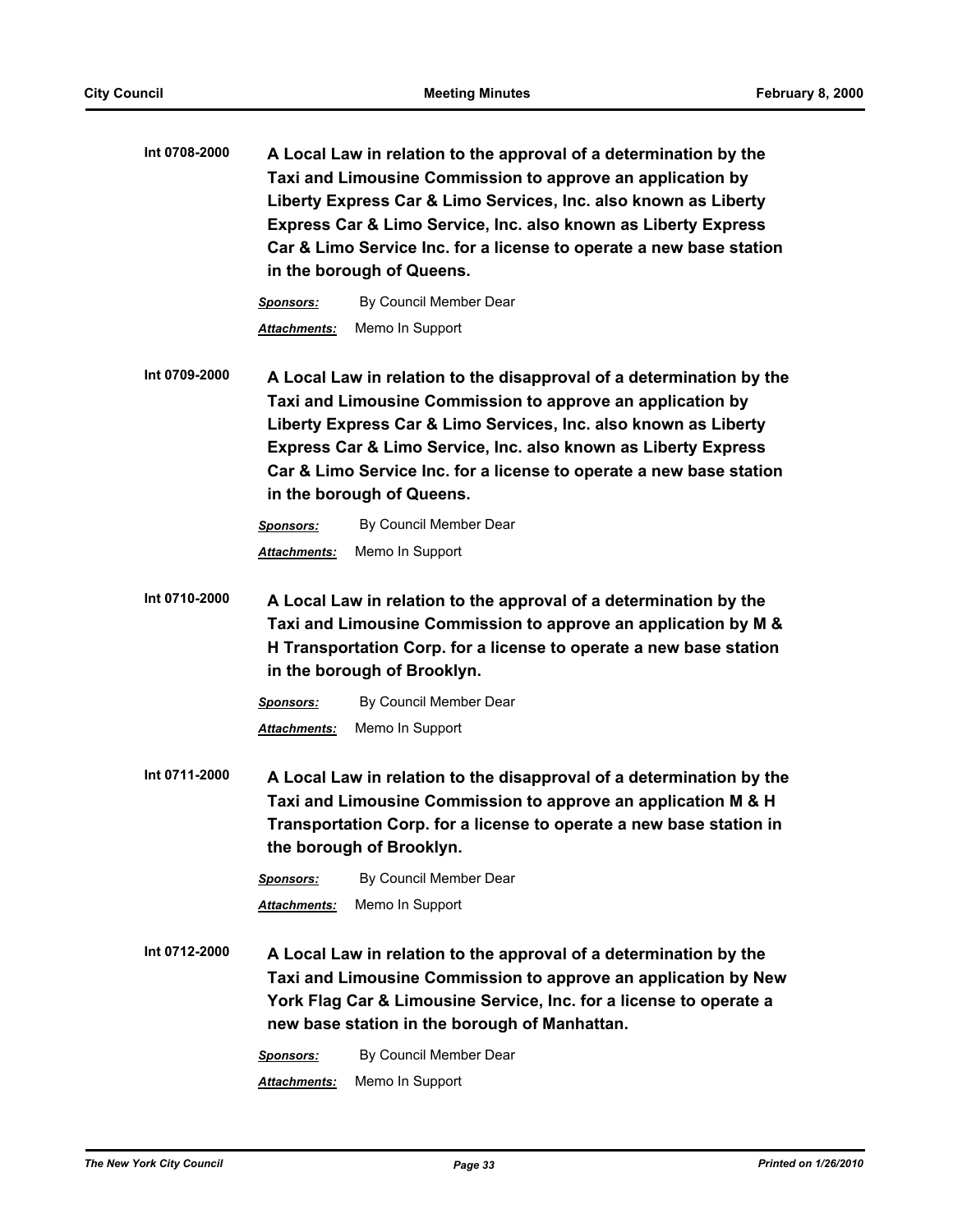**Int 0708-2000** **A Local Law in relation to the approval of a determination by the Taxi and Limousine Commission to approve an application by Liberty Express Car & Limo Services, Inc. also known as Liberty Express Car & Limo Service, Inc. also known as Liberty Express Car & Limo Service Inc. for a license to operate a new base station in the borough of Queens.**

***Sponsors:*** By Council Member Dear

***Attachments:*** Memo In Support

**Int 0709-2000** **A Local Law in relation to the disapproval of a determination by the Taxi and Limousine Commission to approve an application by Liberty Express Car & Limo Services, Inc. also known as Liberty Express Car & Limo Service, Inc. also known as Liberty Express Car & Limo Service Inc. for a license to operate a new base station in the borough of Queens.**

***Sponsors:*** By Council Member Dear

***Attachments:*** Memo In Support

**Int 0710-2000** **A Local Law in relation to the approval of a determination by the Taxi and Limousine Commission to approve an application by M & H Transportation Corp. for a license to operate a new base station in the borough of Brooklyn.**

***Sponsors:*** By Council Member Dear

***Attachments:*** Memo In Support

**Int 0711-2000** **A Local Law in relation to the disapproval of a determination by the Taxi and Limousine Commission to approve an application M & H Transportation Corp. for a license to operate a new base station in the borough of Brooklyn.**

***Sponsors:*** By Council Member Dear

***Attachments:*** Memo In Support

**Int 0712-2000** **A Local Law in relation to the approval of a determination by the Taxi and Limousine Commission to approve an application by New York Flag Car & Limousine Service, Inc. for a license to operate a new base station in the borough of Manhattan.**

***Sponsors:*** By Council Member Dear

***Attachments:*** Memo In Support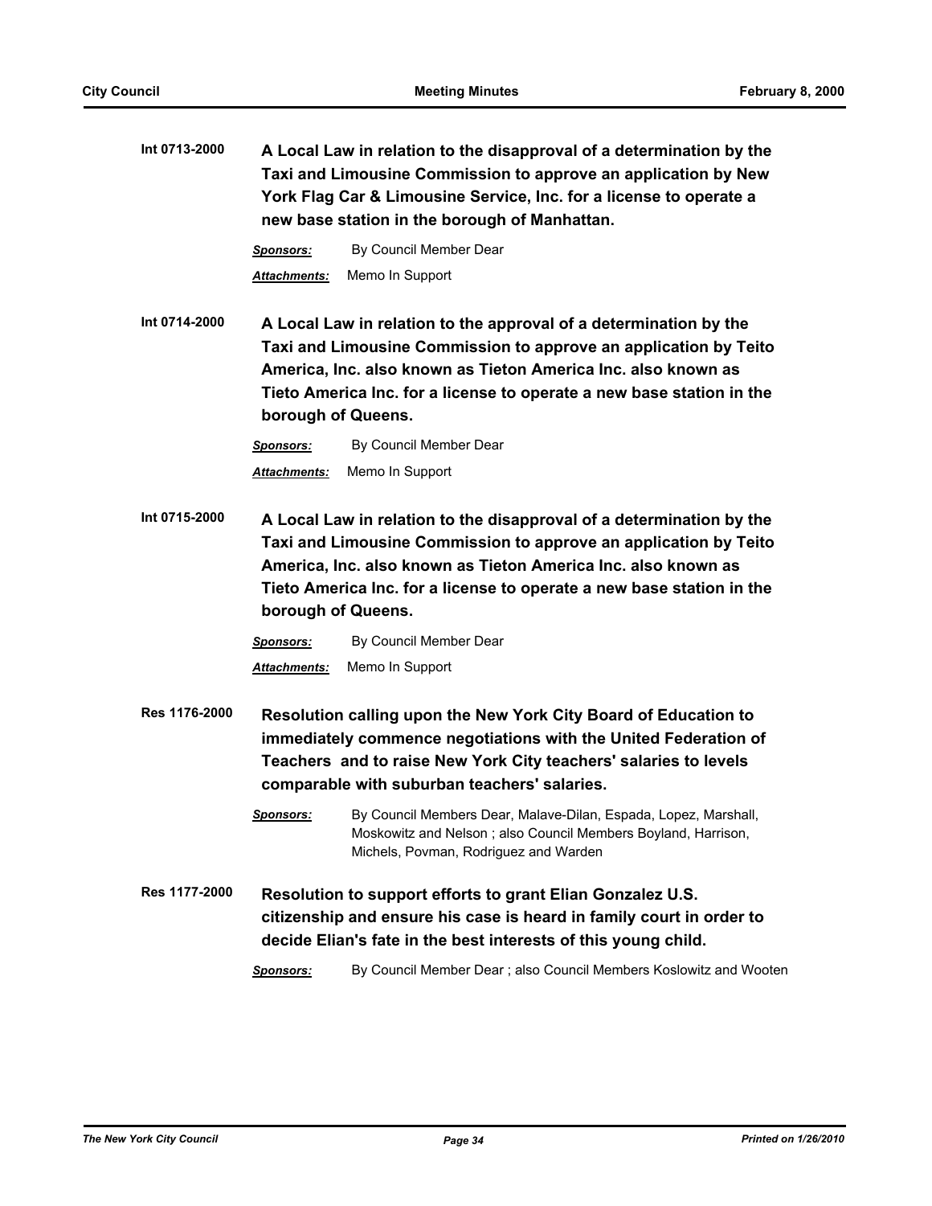**Int 0713-2000** **A Local Law in relation to the disapproval of a determination by the Taxi and Limousine Commission to approve an application by New York Flag Car & Limousine Service, Inc. for a license to operate a new base station in the borough of Manhattan.**

*Sponsors:* By Council Member Dear

*Attachments:* Memo In Support

**Int 0714-2000** **A Local Law in relation to the approval of a determination by the Taxi and Limousine Commission to approve an application by Teito America, Inc. also known as Tieton America Inc. also known as Tieto America Inc. for a license to operate a new base station in the borough of Queens.**

*Sponsors:* By Council Member Dear

*Attachments:* Memo In Support

**Int 0715-2000** **A Local Law in relation to the disapproval of a determination by the Taxi and Limousine Commission to approve an application by Teito America, Inc. also known as Tieton America Inc. also known as Tieto America Inc. for a license to operate a new base station in the borough of Queens.**

*Sponsors:* By Council Member Dear

*Attachments:* Memo In Support

**Res 1176-2000** **Resolution calling upon the New York City Board of Education to immediately commence negotiations with the United Federation of Teachers and to raise New York City teachers' salaries to levels comparable with suburban teachers' salaries.**

*Sponsors:* By Council Members Dear, Malave-Dilan, Espada, Lopez, Marshall, Moskowitz and Nelson ; also Council Members Boyland, Harrison, Michels, Povman, Rodriguez and Warden

**Res 1177-2000** **Resolution to support efforts to grant Elian Gonzalez U.S. citizenship and ensure his case is heard in family court in order to decide Elian's fate in the best interests of this young child.**

*Sponsors:* By Council Member Dear ; also Council Members Koslowitz and Wooten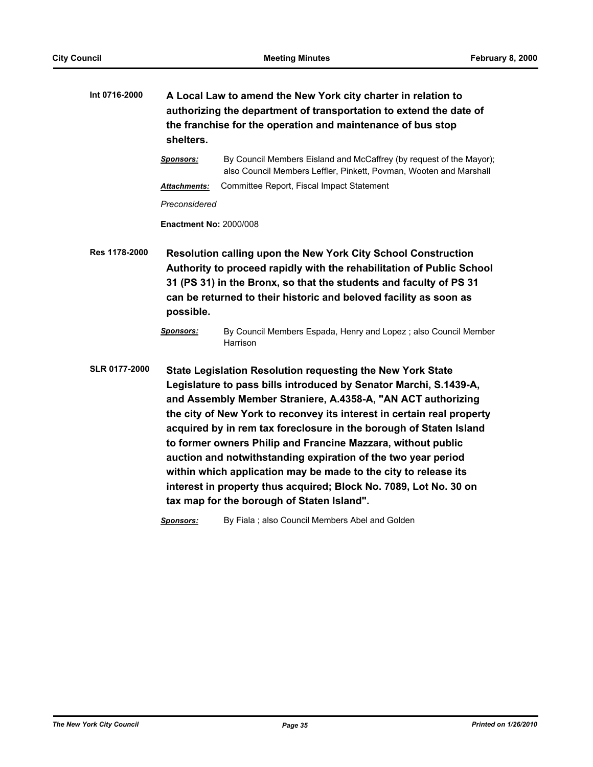**Int 0716-2000** **A Local Law to amend the New York city charter in relation to authorizing the department of transportation to extend the date of the franchise for the operation and maintenance of bus stop shelters.**

***Sponsors:*** By Council Members Eisland and McCaffrey (by request of the Mayor); also Council Members Leffler, Pinkett, Povman, Wooten and Marshall

***Attachments:*** Committee Report, Fiscal Impact Statement

*Preconsidered*

**Enactment No:** 2000/008

**Res 1178-2000** **Resolution calling upon the New York City School Construction Authority to proceed rapidly with the rehabilitation of Public School 31 (PS 31) in the Bronx, so that the students and faculty of PS 31 can be returned to their historic and beloved facility as soon as possible.**

***Sponsors:*** By Council Members Espada, Henry and Lopez ; also Council Member Harrison

**SLR 0177-2000** **State Legislation Resolution requesting the New York State Legislature to pass bills introduced by Senator Marchi, S.1439-A, and Assembly Member Straniere, A.4358-A, "AN ACT authorizing the city of New York to reconvey its interest in certain real property acquired by in rem tax foreclosure in the borough of Staten Island to former owners Philip and Francine Mazzara, without public auction and notwithstanding expiration of the two year period within which application may be made to the city to release its interest in property thus acquired; Block No. 7089, Lot No. 30 on tax map for the borough of Staten Island".**

***Sponsors:*** By Fiala ; also Council Members Abel and Golden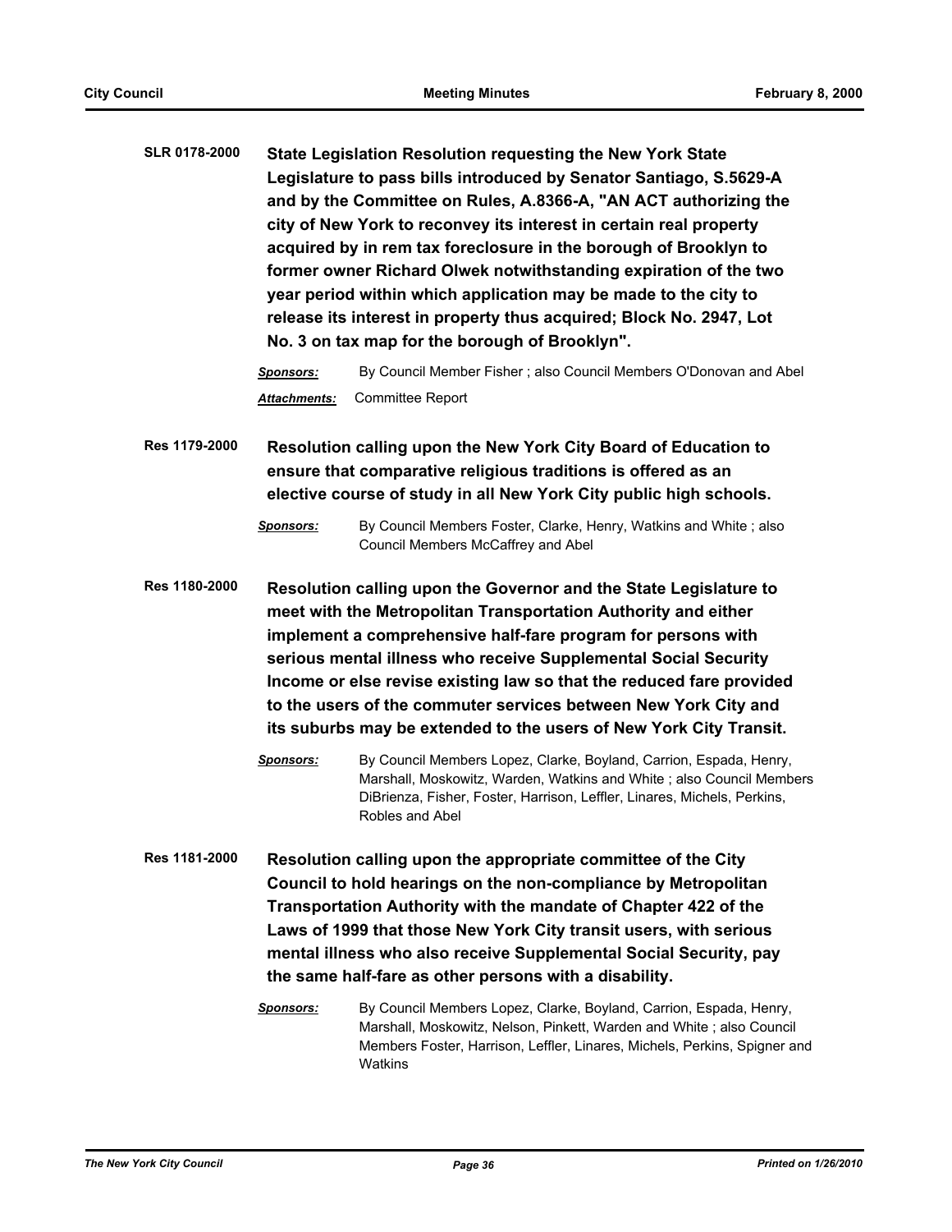**SLR 0178-2000** **State Legislation Resolution requesting the New York State Legislature to pass bills introduced by Senator Santiago, S.5629-A and by the Committee on Rules, A.8366-A, "AN ACT authorizing the city of New York to reconvey its interest in certain real property acquired by in rem tax foreclosure in the borough of Brooklyn to former owner Richard Olwek notwithstanding expiration of the two year period within which application may be made to the city to release its interest in property thus acquired; Block No. 2947, Lot No. 3 on tax map for the borough of Brooklyn".**

***Sponsors:*** By Council Member Fisher ; also Council Members O'Donovan and Abel

***Attachments:*** Committee Report

**Res 1179-2000** **Resolution calling upon the New York City Board of Education to ensure that comparative religious traditions is offered as an elective course of study in all New York City public high schools.**

***Sponsors:*** By Council Members Foster, Clarke, Henry, Watkins and White ; also Council Members McCaffrey and Abel

**Res 1180-2000** **Resolution calling upon the Governor and the State Legislature to meet with the Metropolitan Transportation Authority and either implement a comprehensive half-fare program for persons with serious mental illness who receive Supplemental Social Security Income or else revise existing law so that the reduced fare provided to the users of the commuter services between New York City and its suburbs may be extended to the users of New York City Transit.**

***Sponsors:*** By Council Members Lopez, Clarke, Boyland, Carrion, Espada, Henry, Marshall, Moskowitz, Warden, Watkins and White ; also Council Members DiBrienza, Fisher, Foster, Harrison, Leffler, Linares, Michels, Perkins, Robles and Abel

**Res 1181-2000** **Resolution calling upon the appropriate committee of the City Council to hold hearings on the non-compliance by Metropolitan Transportation Authority with the mandate of Chapter 422 of the Laws of 1999 that those New York City transit users, with serious mental illness who also receive Supplemental Social Security, pay the same half-fare as other persons with a disability.**

***Sponsors:*** By Council Members Lopez, Clarke, Boyland, Carrion, Espada, Henry, Marshall, Moskowitz, Nelson, Pinkett, Warden and White ; also Council Members Foster, Harrison, Leffler, Linares, Michels, Perkins, Spigner and Watkins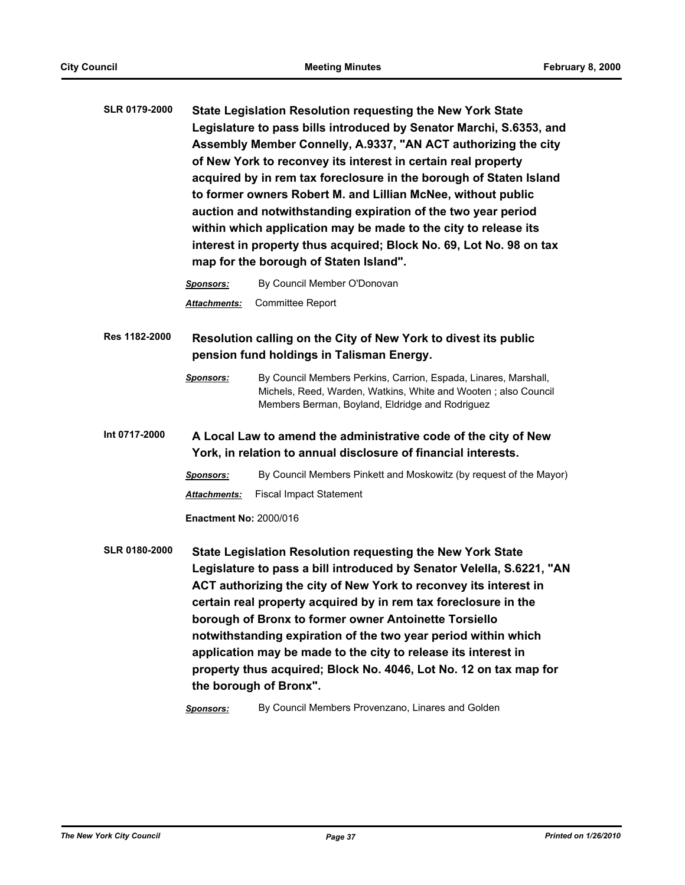**SLR 0179-2000** **State Legislation Resolution requesting the New York State Legislature to pass bills introduced by Senator Marchi, S.6353, and Assembly Member Connelly, A.9337, "AN ACT authorizing the city of New York to reconvey its interest in certain real property acquired by in rem tax foreclosure in the borough of Staten Island to former owners Robert M. and Lillian McNee, without public auction and notwithstanding expiration of the two year period within which application may be made to the city to release its interest in property thus acquired; Block No. 69, Lot No. 98 on tax map for the borough of Staten Island".**

***Sponsors:*** By Council Member O'Donovan

***Attachments:*** Committee Report

**Res 1182-2000** **Resolution calling on the City of New York to divest its public pension fund holdings in Talisman Energy.**

***Sponsors:*** By Council Members Perkins, Carrion, Espada, Linares, Marshall, Michels, Reed, Warden, Watkins, White and Wooten ; also Council Members Berman, Boyland, Eldridge and Rodriguez

**Int 0717-2000** **A Local Law to amend the administrative code of the city of New York, in relation to annual disclosure of financial interests.**

***Sponsors:*** By Council Members Pinkett and Moskowitz (by request of the Mayor)

***Attachments:*** Fiscal Impact Statement

**Enactment No:** 2000/016

**SLR 0180-2000** **State Legislation Resolution requesting the New York State Legislature to pass a bill introduced by Senator Velella, S.6221, "AN ACT authorizing the city of New York to reconvey its interest in certain real property acquired by in rem tax foreclosure in the borough of Bronx to former owner Antoinette Torsiello notwithstanding expiration of the two year period within which application may be made to the city to release its interest in property thus acquired; Block No. 4046, Lot No. 12 on tax map for the borough of Bronx".**

***Sponsors:*** By Council Members Provenzano, Linares and Golden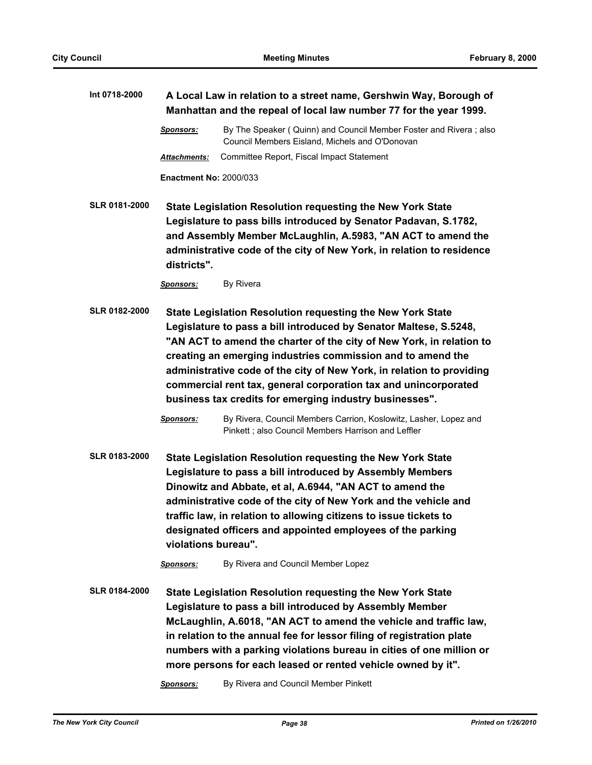**Int 0718-2000** **A Local Law in relation to a street name, Gershwin Way, Borough of Manhattan and the repeal of local law number 77 for the year 1999.**

***Sponsors:*** By The Speaker ( Quinn) and Council Member Foster and Rivera ; also Council Members Eisland, Michels and O'Donovan

***Attachments:*** Committee Report, Fiscal Impact Statement

**Enactment No:** 2000/033

**SLR 0181-2000** **State Legislation Resolution requesting the New York State Legislature to pass bills introduced by Senator Padavan, S.1782, and Assembly Member McLaughlin, A.5983, "AN ACT to amend the administrative code of the city of New York, in relation to residence districts".**

***Sponsors:*** By Rivera

**SLR 0182-2000** **State Legislation Resolution requesting the New York State Legislature to pass a bill introduced by Senator Maltese, S.5248, "AN ACT to amend the charter of the city of New York, in relation to creating an emerging industries commission and to amend the administrative code of the city of New York, in relation to providing commercial rent tax, general corporation tax and unincorporated business tax credits for emerging industry businesses".**

***Sponsors:*** By Rivera, Council Members Carrion, Koslowitz, Lasher, Lopez and Pinkett ; also Council Members Harrison and Leffler

**SLR 0183-2000** **State Legislation Resolution requesting the New York State Legislature to pass a bill introduced by Assembly Members Dinowitz and Abbate, et al, A.6944, "AN ACT to amend the administrative code of the city of New York and the vehicle and traffic law, in relation to allowing citizens to issue tickets to designated officers and appointed employees of the parking violations bureau".**

***Sponsors:*** By Rivera and Council Member Lopez

**SLR 0184-2000** **State Legislation Resolution requesting the New York State Legislature to pass a bill introduced by Assembly Member McLaughlin, A.6018, "AN ACT to amend the vehicle and traffic law, in relation to the annual fee for lessor filing of registration plate numbers with a parking violations bureau in cities of one million or more persons for each leased or rented vehicle owned by it".**

***Sponsors:*** By Rivera and Council Member Pinkett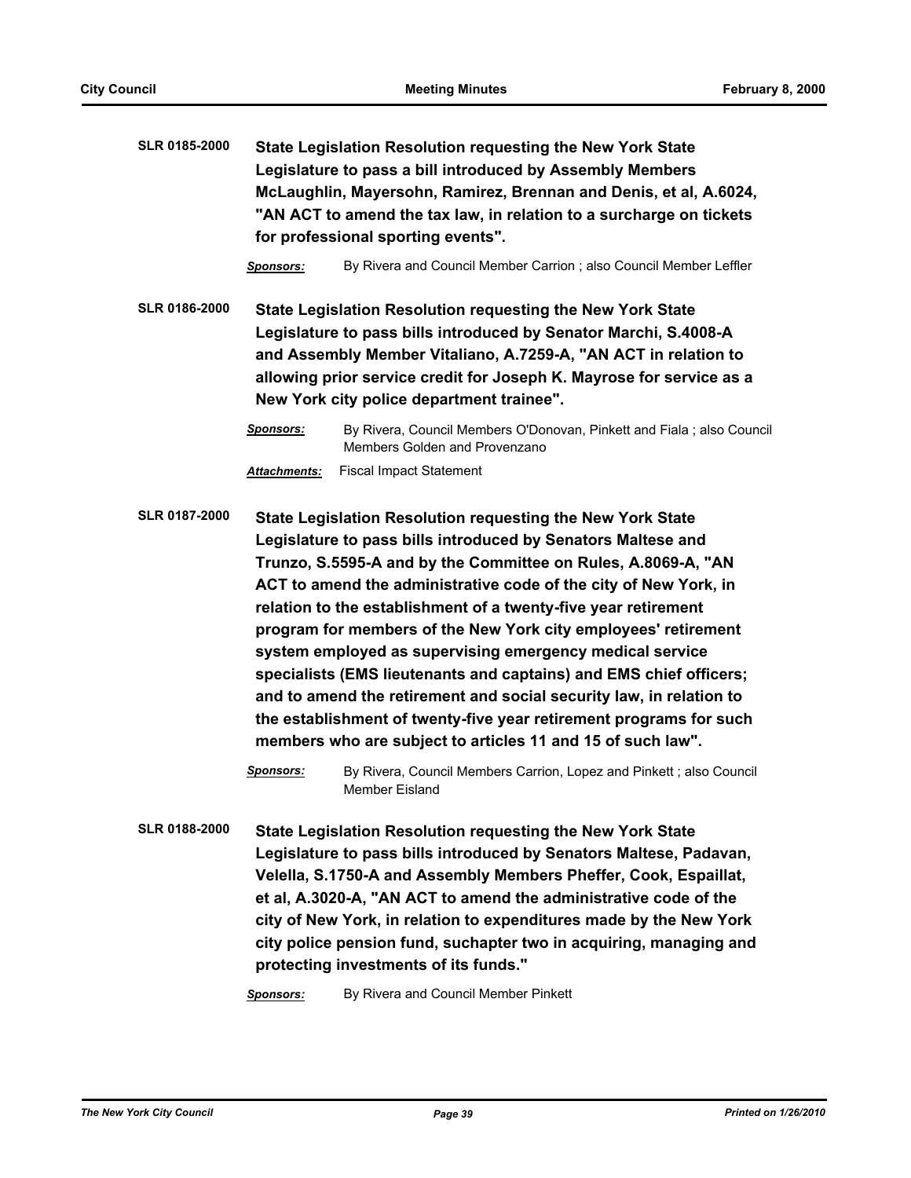**SLR 0185-2000** **State Legislation Resolution requesting the New York State Legislature to pass a bill introduced by Assembly Members McLaughlin, Mayersohn, Ramirez, Brennan and Denis, et al, A.6024, "AN ACT to amend the tax law, in relation to a surcharge on tickets for professional sporting events".**

***Sponsors:*** By Rivera and Council Member Carrion ; also Council Member Leffler

**SLR 0186-2000** **State Legislation Resolution requesting the New York State Legislature to pass bills introduced by Senator Marchi, S.4008-A and Assembly Member Vitaliano, A.7259-A, "AN ACT in relation to allowing prior service credit for Joseph K. Mayrose for service as a New York city police department trainee".**

***Sponsors:*** By Rivera, Council Members O'Donovan, Pinkett and Fiala ; also Council Members Golden and Provenzano

***Attachments:*** Fiscal Impact Statement

**SLR 0187-2000** **State Legislation Resolution requesting the New York State Legislature to pass bills introduced by Senators Maltese and Trunzo, S.5595-A and by the Committee on Rules, A.8069-A, "AN ACT to amend the administrative code of the city of New York, in relation to the establishment of a twenty-five year retirement program for members of the New York city employees' retirement system employed as supervising emergency medical service specialists (EMS lieutenants and captains) and EMS chief officers; and to amend the retirement and social security law, in relation to the establishment of twenty-five year retirement programs for such members who are subject to articles 11 and 15 of such law".**

***Sponsors:*** By Rivera, Council Members Carrion, Lopez and Pinkett ; also Council Member Eisland

**SLR 0188-2000** **State Legislation Resolution requesting the New York State Legislature to pass bills introduced by Senators Maltese, Padavan, Velella, S.1750-A and Assembly Members Pheffer, Cook, Espaillat, et al, A.3020-A, "AN ACT to amend the administrative code of the city of New York, in relation to expenditures made by the New York city police pension fund, suchapter two in acquiring, managing and protecting investments of its funds."**

***Sponsors:*** By Rivera and Council Member Pinkett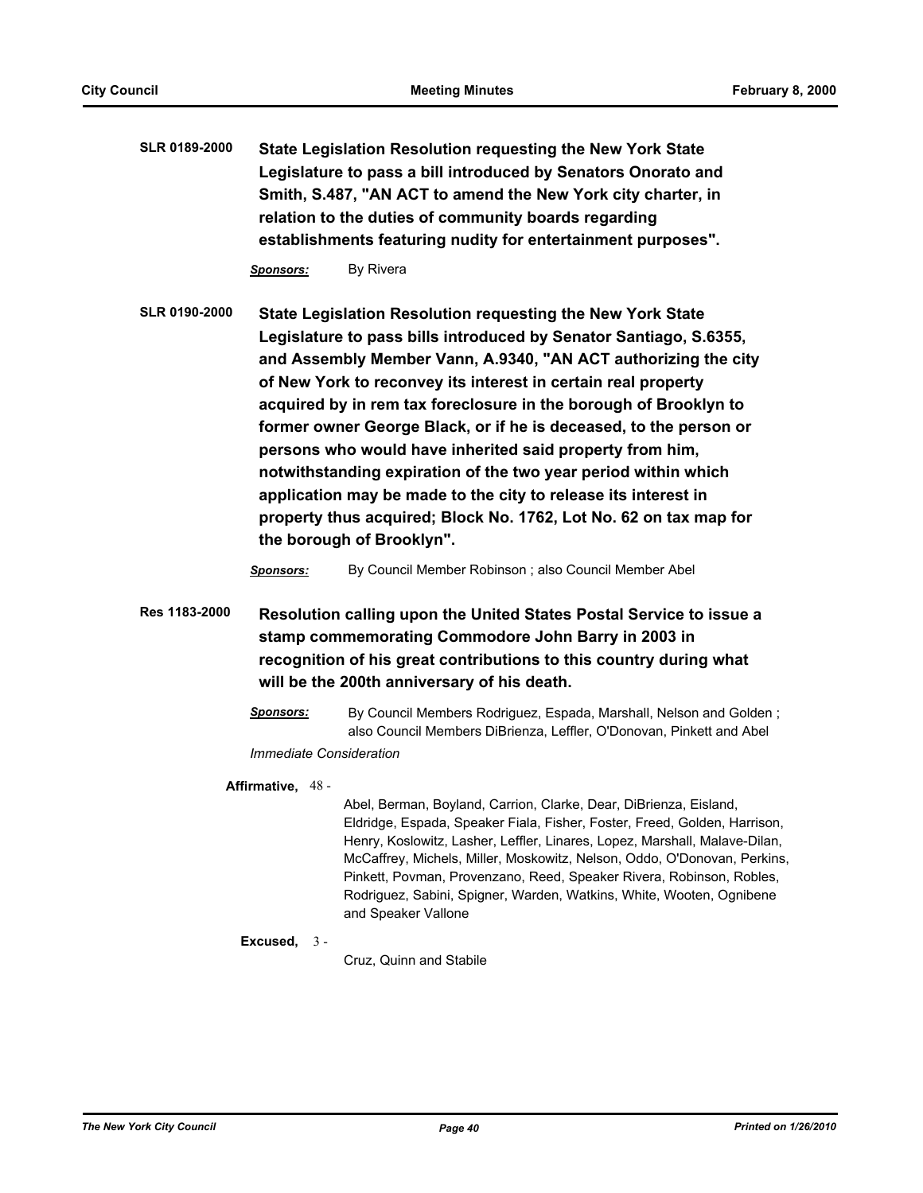**SLR 0189-2000** **State Legislation Resolution requesting the New York State Legislature to pass a bill introduced by Senators Onorato and Smith, S.487, "AN ACT to amend the New York city charter, in relation to the duties of community boards regarding establishments featuring nudity for entertainment purposes".**

*Sponsors:* By Rivera

**SLR 0190-2000** **State Legislation Resolution requesting the New York State Legislature to pass bills introduced by Senator Santiago, S.6355, and Assembly Member Vann, A.9340, "AN ACT authorizing the city of New York to reconvey its interest in certain real property acquired by in rem tax foreclosure in the borough of Brooklyn to former owner George Black, or if he is deceased, to the person or persons who would have inherited said property from him, notwithstanding expiration of the two year period within which application may be made to the city to release its interest in property thus acquired; Block No. 1762, Lot No. 62 on tax map for the borough of Brooklyn".**

*Sponsors:* By Council Member Robinson ; also Council Member Abel

**Res 1183-2000** **Resolution calling upon the United States Postal Service to issue a stamp commemorating Commodore John Barry in 2003 in recognition of his great contributions to this country during what will be the 200th anniversary of his death.**

*Sponsors:* By Council Members Rodriguez, Espada, Marshall, Nelson and Golden ; also Council Members DiBrienza, Leffler, O'Donovan, Pinkett and Abel

*Immediate Consideration*

**Affirmative,** 48 -

Abel, Berman, Boyland, Carrion, Clarke, Dear, DiBrienza, Eisland, Eldridge, Espada, Speaker Fiala, Fisher, Foster, Freed, Golden, Harrison, Henry, Koslowitz, Lasher, Leffler, Linares, Lopez, Marshall, Malave-Dilan, McCaffrey, Michels, Miller, Moskowitz, Nelson, Oddo, O'Donovan, Perkins, Pinkett, Povman, Provenzano, Reed, Speaker Rivera, Robinson, Robles, Rodriguez, Sabini, Spigner, Warden, Watkins, White, Wooten, Ognibene and Speaker Vallone

**Excused,** 3 -

Cruz, Quinn and Stabile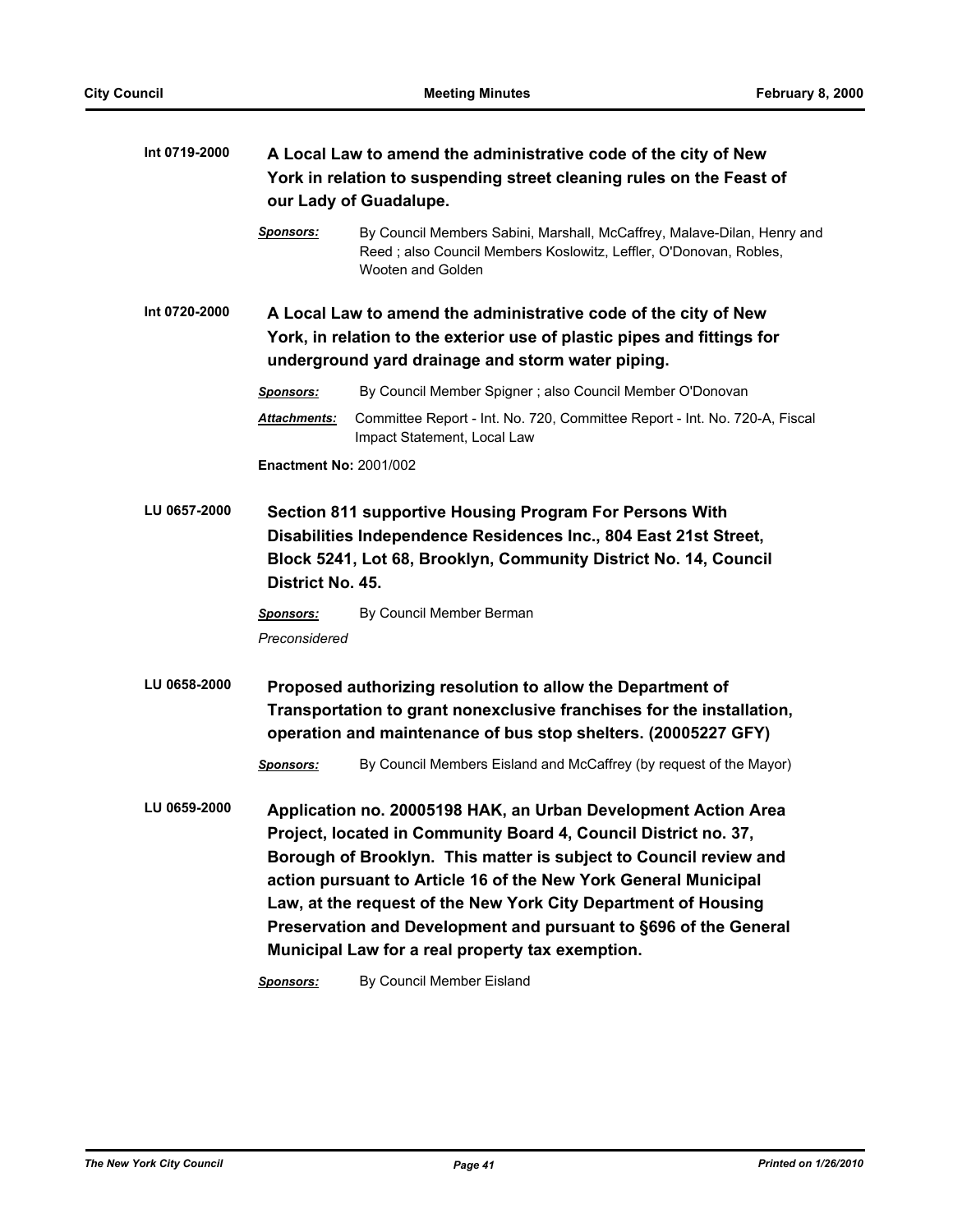**Int 0719-2000** **A Local Law to amend the administrative code of the city of New York in relation to suspending street cleaning rules on the Feast of our Lady of Guadalupe.**

*Sponsors:* By Council Members Sabini, Marshall, McCaffrey, Malave-Dilan, Henry and Reed ; also Council Members Koslowitz, Leffler, O'Donovan, Robles, Wooten and Golden

**Int 0720-2000** **A Local Law to amend the administrative code of the city of New York, in relation to the exterior use of plastic pipes and fittings for underground yard drainage and storm water piping.**

*Sponsors:* By Council Member Spigner ; also Council Member O'Donovan

*Attachments:* Committee Report - Int. No. 720, Committee Report - Int. No. 720-A, Fiscal Impact Statement, Local Law

**Enactment No:** 2001/002

**LU 0657-2000** **Section 811 supportive Housing Program For Persons With Disabilities Independence Residences Inc., 804 East 21st Street, Block 5241, Lot 68, Brooklyn, Community District No. 14, Council District No. 45.**

*Sponsors:* By Council Member Berman

*Preconsidered*

**LU 0658-2000** **Proposed authorizing resolution to allow the Department of Transportation to grant nonexclusive franchises for the installation, operation and maintenance of bus stop shelters. (20005227 GFY)**

*Sponsors:* By Council Members Eisland and McCaffrey (by request of the Mayor)

**LU 0659-2000** **Application no. 20005198 HAK, an Urban Development Action Area Project, located in Community Board 4, Council District no. 37, Borough of Brooklyn. This matter is subject to Council review and action pursuant to Article 16 of the New York General Municipal Law, at the request of the New York City Department of Housing Preservation and Development and pursuant to §696 of the General Municipal Law for a real property tax exemption.**

*Sponsors:* By Council Member Eisland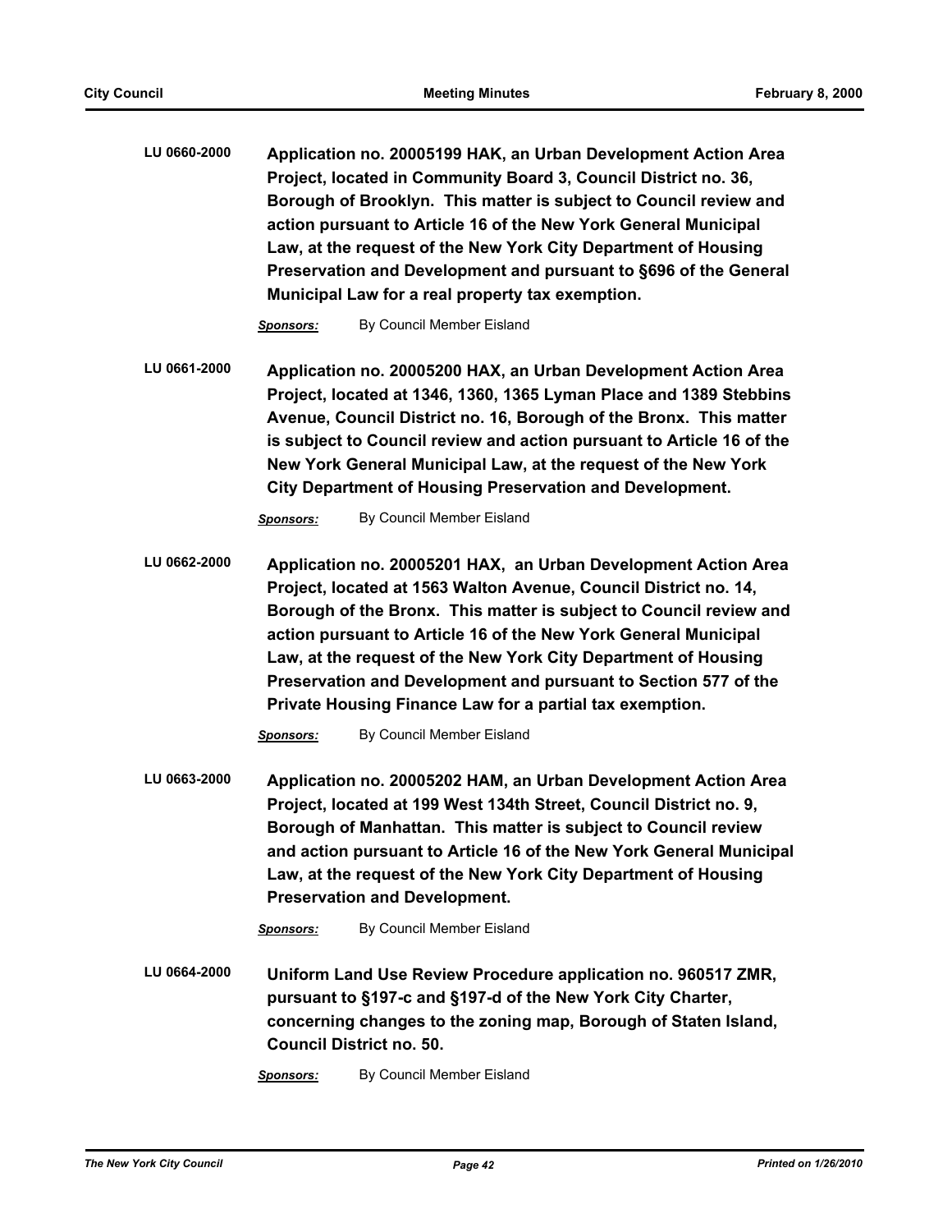**LU 0660-2000** **Application no. 20005199 HAK, an Urban Development Action Area Project, located in Community Board 3, Council District no. 36, Borough of Brooklyn. This matter is subject to Council review and action pursuant to Article 16 of the New York General Municipal Law, at the request of the New York City Department of Housing Preservation and Development and pursuant to §696 of the General Municipal Law for a real property tax exemption.**

*Sponsors:* By Council Member Eisland

**LU 0661-2000** **Application no. 20005200 HAX, an Urban Development Action Area Project, located at 1346, 1360, 1365 Lyman Place and 1389 Stebbins Avenue, Council District no. 16, Borough of the Bronx. This matter is subject to Council review and action pursuant to Article 16 of the New York General Municipal Law, at the request of the New York City Department of Housing Preservation and Development.**

*Sponsors:* By Council Member Eisland

**LU 0662-2000** **Application no. 20005201 HAX, an Urban Development Action Area Project, located at 1563 Walton Avenue, Council District no. 14, Borough of the Bronx. This matter is subject to Council review and action pursuant to Article 16 of the New York General Municipal Law, at the request of the New York City Department of Housing Preservation and Development and pursuant to Section 577 of the Private Housing Finance Law for a partial tax exemption.**

*Sponsors:* By Council Member Eisland

**LU 0663-2000** **Application no. 20005202 HAM, an Urban Development Action Area Project, located at 199 West 134th Street, Council District no. 9, Borough of Manhattan. This matter is subject to Council review and action pursuant to Article 16 of the New York General Municipal Law, at the request of the New York City Department of Housing Preservation and Development.**

*Sponsors:* By Council Member Eisland

**LU 0664-2000** **Uniform Land Use Review Procedure application no. 960517 ZMR, pursuant to §197-c and §197-d of the New York City Charter, concerning changes to the zoning map, Borough of Staten Island, Council District no. 50.**

*Sponsors:* By Council Member Eisland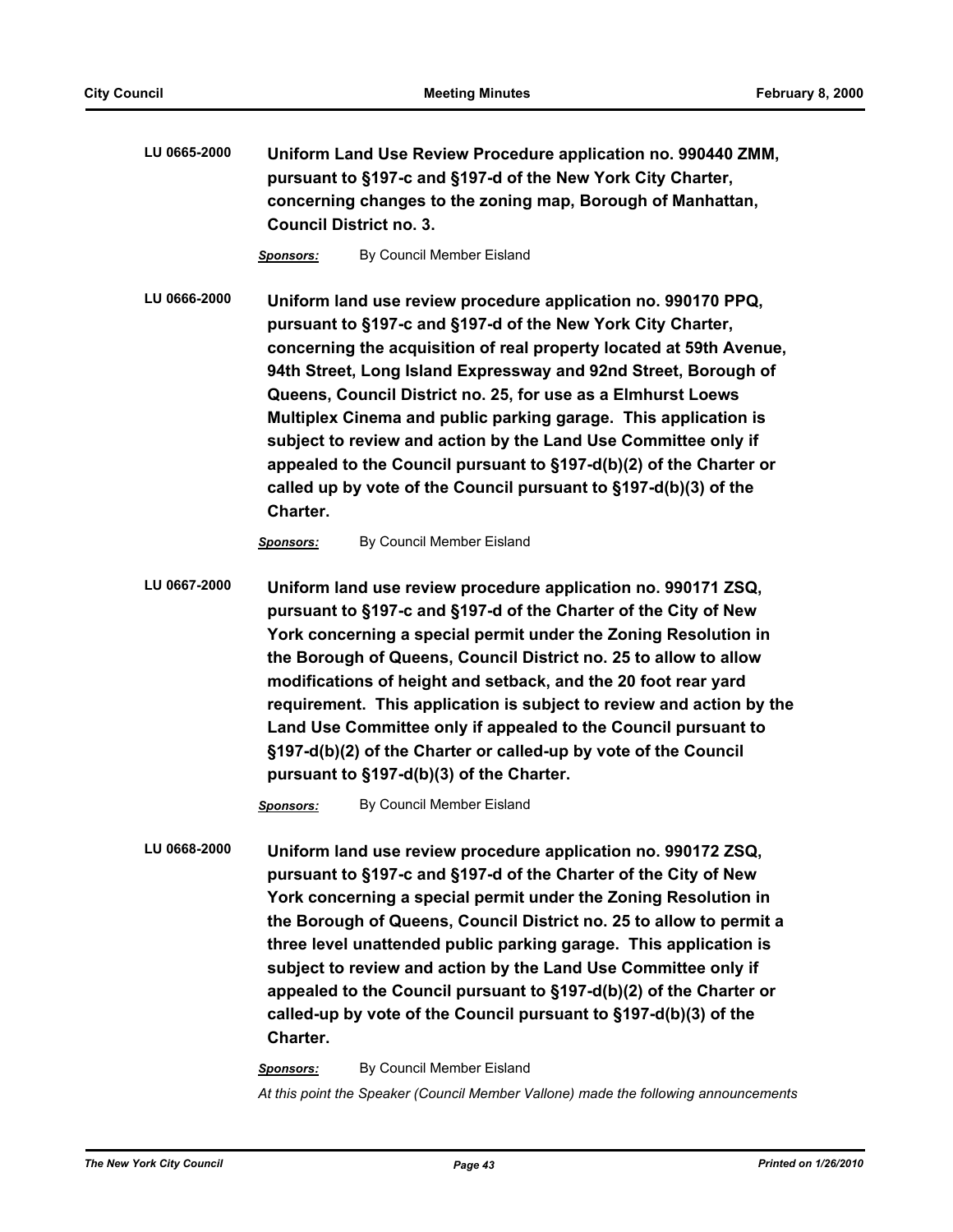**LU 0665-2000** **Uniform Land Use Review Procedure application no. 990440 ZMM, pursuant to §197-c and §197-d of the New York City Charter, concerning changes to the zoning map, Borough of Manhattan, Council District no. 3.**

*Sponsors:* By Council Member Eisland

**LU 0666-2000** **Uniform land use review procedure application no. 990170 PPQ, pursuant to §197-c and §197-d of the New York City Charter, concerning the acquisition of real property located at 59th Avenue, 94th Street, Long Island Expressway and 92nd Street, Borough of Queens, Council District no. 25, for use as a Elmhurst Loews Multiplex Cinema and public parking garage. This application is subject to review and action by the Land Use Committee only if appealed to the Council pursuant to §197-d(b)(2) of the Charter or called up by vote of the Council pursuant to §197-d(b)(3) of the Charter.**

*Sponsors:* By Council Member Eisland

**LU 0667-2000** **Uniform land use review procedure application no. 990171 ZSQ, pursuant to §197-c and §197-d of the Charter of the City of New York concerning a special permit under the Zoning Resolution in the Borough of Queens, Council District no. 25 to allow to allow modifications of height and setback, and the 20 foot rear yard requirement. This application is subject to review and action by the Land Use Committee only if appealed to the Council pursuant to §197-d(b)(2) of the Charter or called-up by vote of the Council pursuant to §197-d(b)(3) of the Charter.**

*Sponsors:* By Council Member Eisland

**LU 0668-2000** **Uniform land use review procedure application no. 990172 ZSQ, pursuant to §197-c and §197-d of the Charter of the City of New York concerning a special permit under the Zoning Resolution in the Borough of Queens, Council District no. 25 to allow to permit a three level unattended public parking garage. This application is subject to review and action by the Land Use Committee only if appealed to the Council pursuant to §197-d(b)(2) of the Charter or called-up by vote of the Council pursuant to §197-d(b)(3) of the Charter.**

*Sponsors:* By Council Member Eisland

*At this point the Speaker (Council Member Vallone) made the following announcements*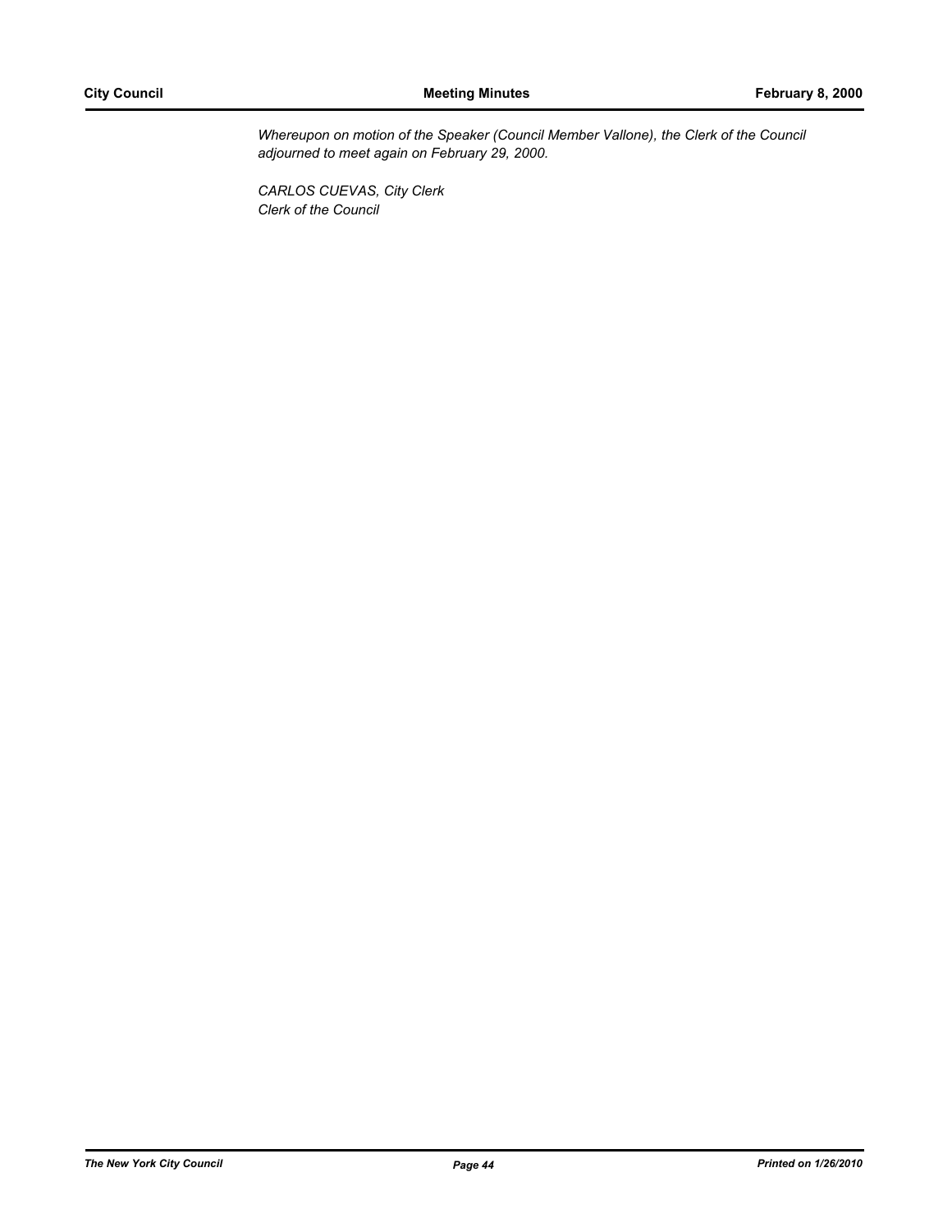*Whereupon on motion of the Speaker (Council Member Vallone), the Clerk of the Council adjourned to meet again on February 29, 2000.*

*CARLOS CUEVAS, City Clerk*
*Clerk of the Council*